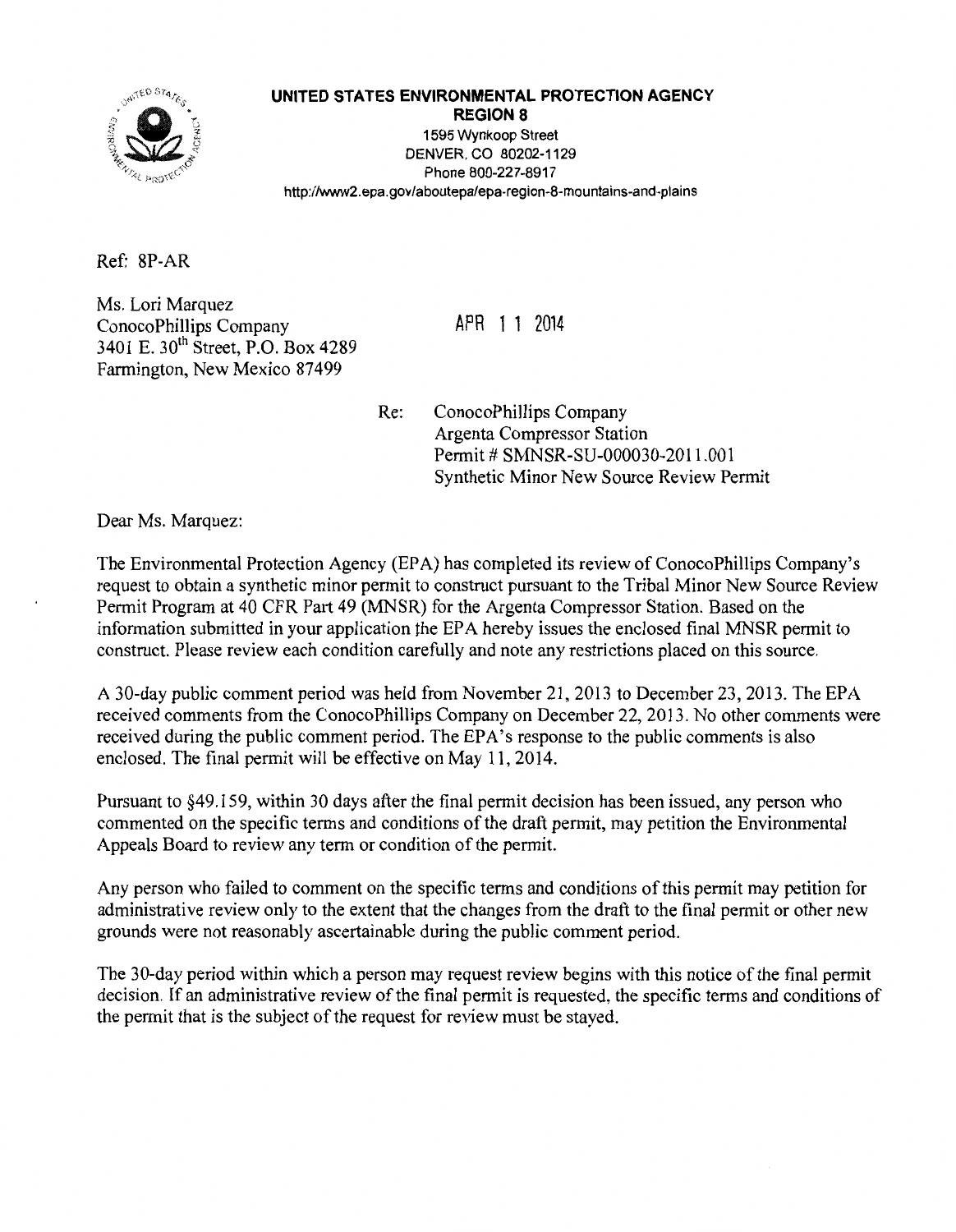**UNITED STATES ENVIRONMENTAL PROTECTION AGENCY**
**REGION 8**
1595 Wynkoop Street
DENVER, CO 80202-1129
Phone 800-227-8917
http://www2.epa.gov/aboutepa/epa-region-8-mountains-and-plains

Ref: 8P-AR

Ms. Lori Marquez
ConocoPhillips Company
3401 E. 30th Street, P.O. Box 4289
Farmington, New Mexico 87499

APR 11 2014

Re: ConocoPhillips Company
Argenta Compressor Station
Permit # SMNSR-SU-000030-2011.001
Synthetic Minor New Source Review Permit

Dear Ms. Marquez:

The Environmental Protection Agency (EPA) has completed its review of ConocoPhillips Company's request to obtain a synthetic minor permit to construct pursuant to the Tribal Minor New Source Review Permit Program at 40 CFR Part 49 (MNSR) for the Argenta Compressor Station. Based on the information submitted in your application the EPA hereby issues the enclosed final MNSR permit to construct. Please review each condition carefully and note any restrictions placed on this source.

A 30-day public comment period was held from November 21, 2013 to December 23, 2013. The EPA received comments from the ConocoPhillips Company on December 22, 2013. No other comments were received during the public comment period. The EPA's response to the public comments is also enclosed. The final permit will be effective on May 11, 2014.

Pursuant to §49.159, within 30 days after the final permit decision has been issued, any person who commented on the specific terms and conditions of the draft permit, may petition the Environmental Appeals Board to review any term or condition of the permit.

Any person who failed to comment on the specific terms and conditions of this permit may petition for administrative review only to the extent that the changes from the draft to the final permit or other new grounds were not reasonably ascertainable during the public comment period.

The 30-day period within which a person may request review begins with this notice of the final permit decision. If an administrative review of the final permit is requested, the specific terms and conditions of the permit that is the subject of the request for review must be stayed.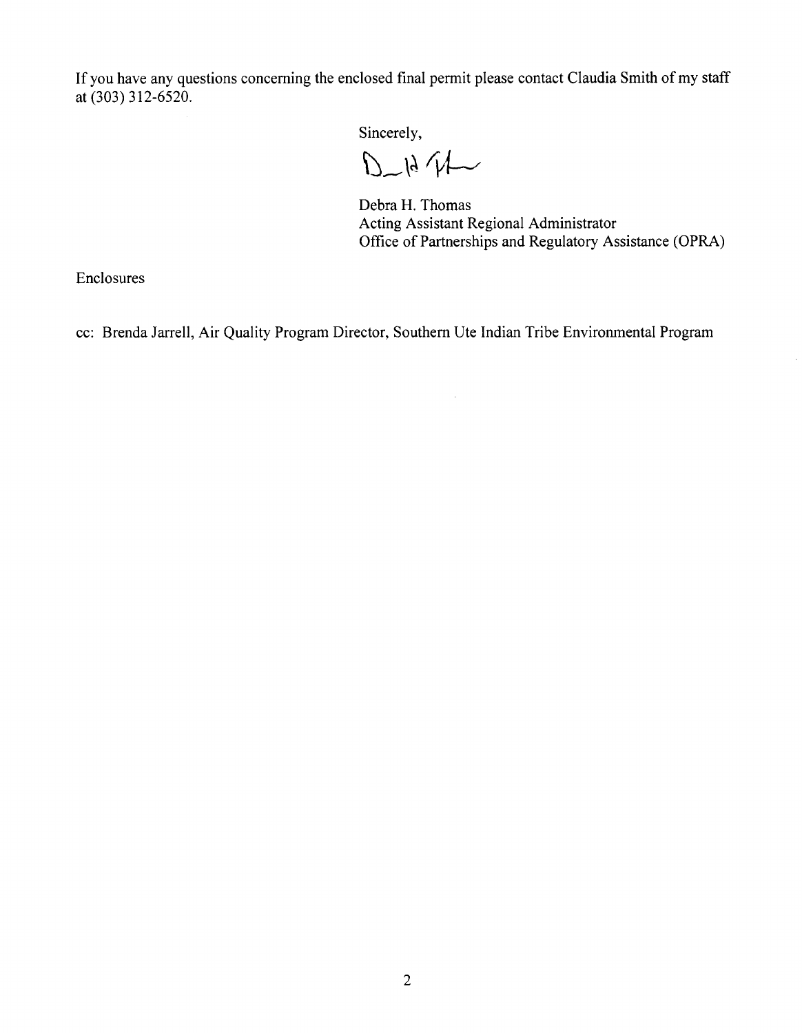If you have any questions concerning the enclosed final permit please contact Claudia Smith of my staff at (303) 312-6520.

Sincerely,

Debra H. Thomas
Acting Assistant Regional Administrator
Office of Partnerships and Regulatory Assistance (OPRA)

Enclosures

cc: Brenda Jarrell, Air Quality Program Director, Southern Ute Indian Tribe Environmental Program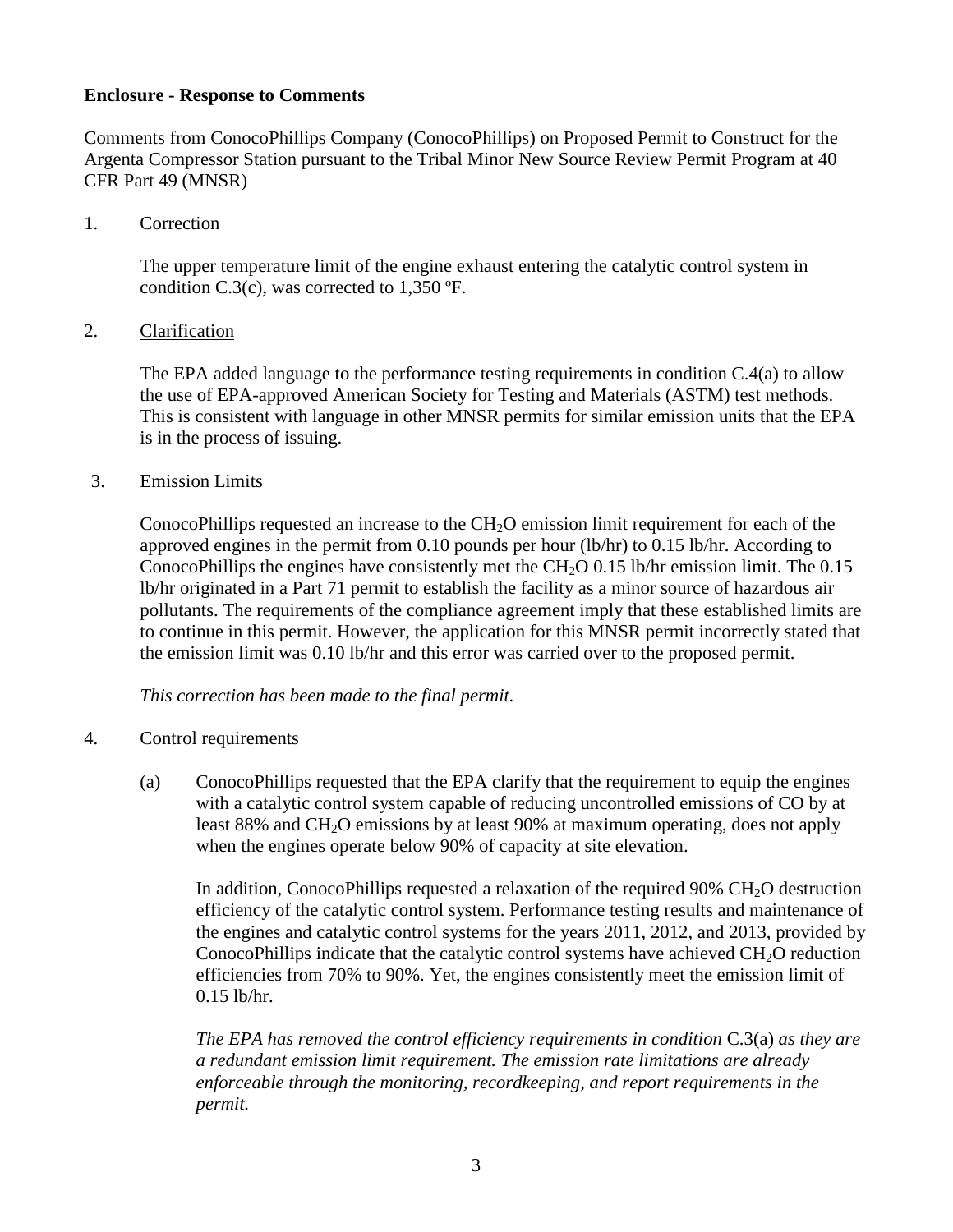**Enclosure - Response to Comments**

Comments from ConocoPhillips Company (ConocoPhillips) on Proposed Permit to Construct for the Argenta Compressor Station pursuant to the Tribal Minor New Source Review Permit Program at 40 CFR Part 49 (MNSR)

1. Correction

   The upper temperature limit of the engine exhaust entering the catalytic control system in condition C.3(c), was corrected to 1,350 ºF.

2. Clarification

   The EPA added language to the performance testing requirements in condition C.4(a) to allow the use of EPA-approved American Society for Testing and Materials (ASTM) test methods. This is consistent with language in other MNSR permits for similar emission units that the EPA is in the process of issuing.

3. Emission Limits

   ConocoPhillips requested an increase to the $CH_2O$ emission limit requirement for each of the approved engines in the permit from 0.10 pounds per hour (lb/hr) to 0.15 lb/hr. According to ConocoPhillips the engines have consistently met the $CH_2O$ 0.15 lb/hr emission limit. The 0.15 lb/hr originated in a Part 71 permit to establish the facility as a minor source of hazardous air pollutants. The requirements of the compliance agreement imply that these established limits are to continue in this permit. However, the application for this MNSR permit incorrectly stated that the emission limit was 0.10 lb/hr and this error was carried over to the proposed permit.

   *This correction has been made to the final permit.*

4. Control requirements

   (a) ConocoPhillips requested that the EPA clarify that the requirement to equip the engines with a catalytic control system capable of reducing uncontrolled emissions of CO by at least 88% and $CH_2O$ emissions by at least 90% at maximum operating, does not apply when the engines operate below 90% of capacity at site elevation.

   In addition, ConocoPhillips requested a relaxation of the required 90% $CH_2O$ destruction efficiency of the catalytic control system. Performance testing results and maintenance of the engines and catalytic control systems for the years 2011, 2012, and 2013, provided by ConocoPhillips indicate that the catalytic control systems have achieved $CH_2O$ reduction efficiencies from 70% to 90%. Yet, the engines consistently meet the emission limit of 0.15 lb/hr.

   *The EPA has removed the control efficiency requirements in condition* C.3(a) *as they are a redundant emission limit requirement. The emission rate limitations are already enforceable through the monitoring, recordkeeping, and report requirements in the permit.*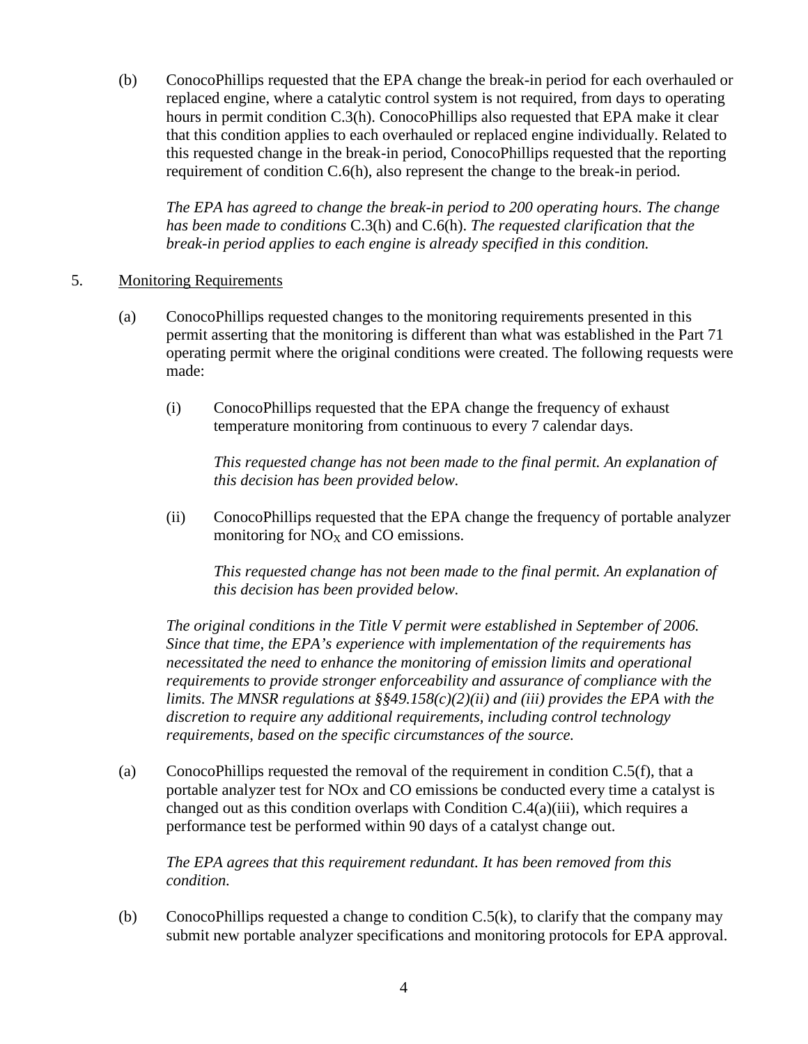(b) ConocoPhillips requested that the EPA change the break-in period for each overhauled or replaced engine, where a catalytic control system is not required, from days to operating hours in permit condition C.3(h). ConocoPhillips also requested that EPA make it clear that this condition applies to each overhauled or replaced engine individually. Related to this requested change in the break-in period, ConocoPhillips requested that the reporting requirement of condition C.6(h), also represent the change to the break-in period.

*The EPA has agreed to change the break-in period to 200 operating hours. The change has been made to conditions* C.3(h) and C.6(h). *The requested clarification that the break-in period applies to each engine is already specified in this condition.*

5. Monitoring Requirements

(a) ConocoPhillips requested changes to the monitoring requirements presented in this permit asserting that the monitoring is different than what was established in the Part 71 operating permit where the original conditions were created. The following requests were made:

(i) ConocoPhillips requested that the EPA change the frequency of exhaust temperature monitoring from continuous to every 7 calendar days.

*This requested change has not been made to the final permit. An explanation of this decision has been provided below.*

(ii) ConocoPhillips requested that the EPA change the frequency of portable analyzer monitoring for $NO_X$ and CO emissions.

*This requested change has not been made to the final permit. An explanation of this decision has been provided below.*

*The original conditions in the Title V permit were established in September of 2006. Since that time, the EPA's experience with implementation of the requirements has necessitated the need to enhance the monitoring of emission limits and operational requirements to provide stronger enforceability and assurance of compliance with the limits. The MNSR regulations at §§49.158(c)(2)(ii) and (iii) provides the EPA with the discretion to require any additional requirements, including control technology requirements, based on the specific circumstances of the source.*

(a) ConocoPhillips requested the removal of the requirement in condition C.5(f), that a portable analyzer test for NOx and CO emissions be conducted every time a catalyst is changed out as this condition overlaps with Condition C.4(a)(iii), which requires a performance test be performed within 90 days of a catalyst change out.

*The EPA agrees that this requirement redundant. It has been removed from this condition.*

(b) ConocoPhillips requested a change to condition C.5(k), to clarify that the company may submit new portable analyzer specifications and monitoring protocols for EPA approval.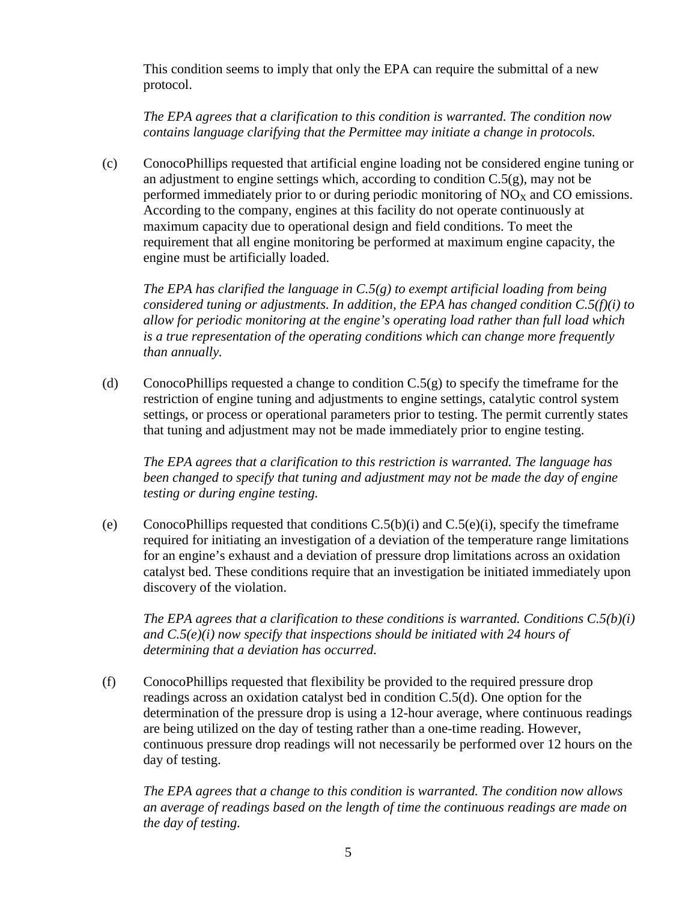This condition seems to imply that only the EPA can require the submittal of a new protocol.

*The EPA agrees that a clarification to this condition is warranted. The condition now contains language clarifying that the Permittee may initiate a change in protocols.*

(c) ConocoPhillips requested that artificial engine loading not be considered engine tuning or an adjustment to engine settings which, according to condition C.5(g), may not be performed immediately prior to or during periodic monitoring of $NO_X$ and CO emissions. According to the company, engines at this facility do not operate continuously at maximum capacity due to operational design and field conditions. To meet the requirement that all engine monitoring be performed at maximum engine capacity, the engine must be artificially loaded.

*The EPA has clarified the language in C.5(g) to exempt artificial loading from being considered tuning or adjustments. In addition, the EPA has changed condition C.5(f)(i) to allow for periodic monitoring at the engine's operating load rather than full load which is a true representation of the operating conditions which can change more frequently than annually.*

(d) ConocoPhillips requested a change to condition C.5(g) to specify the timeframe for the restriction of engine tuning and adjustments to engine settings, catalytic control system settings, or process or operational parameters prior to testing. The permit currently states that tuning and adjustment may not be made immediately prior to engine testing.

*The EPA agrees that a clarification to this restriction is warranted. The language has been changed to specify that tuning and adjustment may not be made the day of engine testing or during engine testing.*

(e) ConocoPhillips requested that conditions C.5(b)(i) and C.5(e)(i), specify the timeframe required for initiating an investigation of a deviation of the temperature range limitations for an engine's exhaust and a deviation of pressure drop limitations across an oxidation catalyst bed. These conditions require that an investigation be initiated immediately upon discovery of the violation.

*The EPA agrees that a clarification to these conditions is warranted. Conditions C.5(b)(i) and C.5(e)(i) now specify that inspections should be initiated with 24 hours of determining that a deviation has occurred.*

(f) ConocoPhillips requested that flexibility be provided to the required pressure drop readings across an oxidation catalyst bed in condition C.5(d). One option for the determination of the pressure drop is using a 12-hour average, where continuous readings are being utilized on the day of testing rather than a one-time reading. However, continuous pressure drop readings will not necessarily be performed over 12 hours on the day of testing.

*The EPA agrees that a change to this condition is warranted. The condition now allows an average of readings based on the length of time the continuous readings are made on the day of testing.*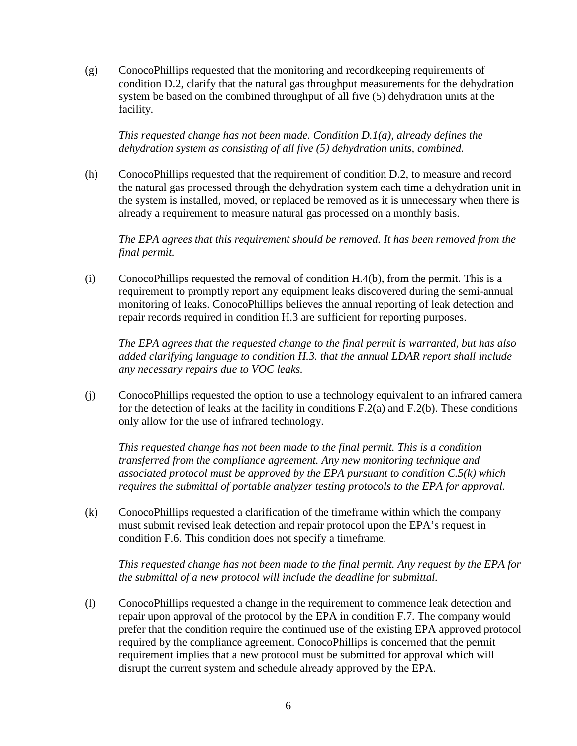(g) ConocoPhillips requested that the monitoring and recordkeeping requirements of condition D.2, clarify that the natural gas throughput measurements for the dehydration system be based on the combined throughput of all five (5) dehydration units at the facility.

*This requested change has not been made. Condition D.1(a), already defines the dehydration system as consisting of all five (5) dehydration units, combined.*

(h) ConocoPhillips requested that the requirement of condition D.2, to measure and record the natural gas processed through the dehydration system each time a dehydration unit in the system is installed, moved, or replaced be removed as it is unnecessary when there is already a requirement to measure natural gas processed on a monthly basis.

*The EPA agrees that this requirement should be removed. It has been removed from the final permit.*

(i) ConocoPhillips requested the removal of condition H.4(b), from the permit. This is a requirement to promptly report any equipment leaks discovered during the semi-annual monitoring of leaks. ConocoPhillips believes the annual reporting of leak detection and repair records required in condition H.3 are sufficient for reporting purposes.

*The EPA agrees that the requested change to the final permit is warranted, but has also added clarifying language to condition H.3. that the annual LDAR report shall include any necessary repairs due to VOC leaks.*

(j) ConocoPhillips requested the option to use a technology equivalent to an infrared camera for the detection of leaks at the facility in conditions F.2(a) and F.2(b). These conditions only allow for the use of infrared technology.

*This requested change has not been made to the final permit. This is a condition transferred from the compliance agreement. Any new monitoring technique and associated protocol must be approved by the EPA pursuant to condition C.5(k) which requires the submittal of portable analyzer testing protocols to the EPA for approval.*

(k) ConocoPhillips requested a clarification of the timeframe within which the company must submit revised leak detection and repair protocol upon the EPA's request in condition F.6. This condition does not specify a timeframe.

*This requested change has not been made to the final permit. Any request by the EPA for the submittal of a new protocol will include the deadline for submittal.*

(l) ConocoPhillips requested a change in the requirement to commence leak detection and repair upon approval of the protocol by the EPA in condition F.7. The company would prefer that the condition require the continued use of the existing EPA approved protocol required by the compliance agreement. ConocoPhillips is concerned that the permit requirement implies that a new protocol must be submitted for approval which will disrupt the current system and schedule already approved by the EPA.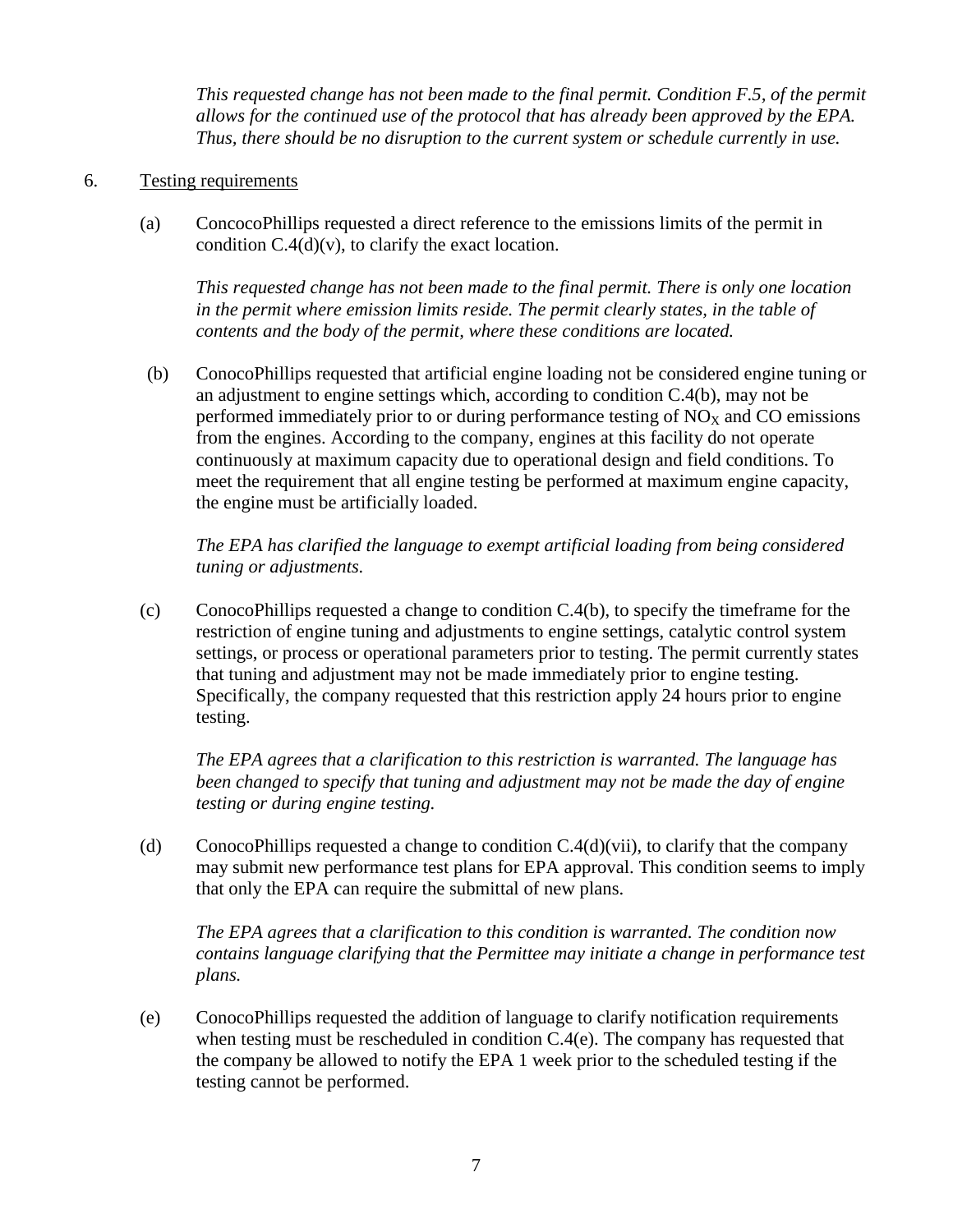*This requested change has not been made to the final permit. Condition F.5, of the permit allows for the continued use of the protocol that has already been approved by the EPA. Thus, there should be no disruption to the current system or schedule currently in use.*

6. Testing requirements

(a) ConcocoPhillips requested a direct reference to the emissions limits of the permit in condition C.4(d)(v), to clarify the exact location.

*This requested change has not been made to the final permit. There is only one location in the permit where emission limits reside. The permit clearly states, in the table of contents and the body of the permit, where these conditions are located.*

(b) ConocoPhillips requested that artificial engine loading not be considered engine tuning or an adjustment to engine settings which, according to condition C.4(b), may not be performed immediately prior to or during performance testing of $NO_X$ and CO emissions from the engines. According to the company, engines at this facility do not operate continuously at maximum capacity due to operational design and field conditions. To meet the requirement that all engine testing be performed at maximum engine capacity, the engine must be artificially loaded.

*The EPA has clarified the language to exempt artificial loading from being considered tuning or adjustments.*

(c) ConocoPhillips requested a change to condition C.4(b), to specify the timeframe for the restriction of engine tuning and adjustments to engine settings, catalytic control system settings, or process or operational parameters prior to testing. The permit currently states that tuning and adjustment may not be made immediately prior to engine testing. Specifically, the company requested that this restriction apply 24 hours prior to engine testing.

*The EPA agrees that a clarification to this restriction is warranted. The language has been changed to specify that tuning and adjustment may not be made the day of engine testing or during engine testing.*

(d) ConocoPhillips requested a change to condition C.4(d)(vii), to clarify that the company may submit new performance test plans for EPA approval. This condition seems to imply that only the EPA can require the submittal of new plans.

*The EPA agrees that a clarification to this condition is warranted. The condition now contains language clarifying that the Permittee may initiate a change in performance test plans.*

(e) ConocoPhillips requested the addition of language to clarify notification requirements when testing must be rescheduled in condition C.4(e). The company has requested that the company be allowed to notify the EPA 1 week prior to the scheduled testing if the testing cannot be performed.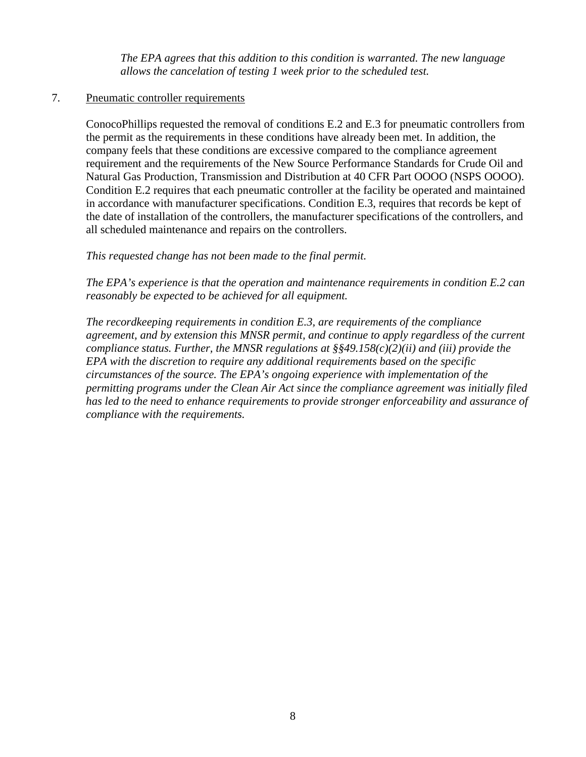*The EPA agrees that this addition to this condition is warranted. The new language allows the cancelation of testing 1 week prior to the scheduled test.*

7. Pneumatic controller requirements

ConocoPhillips requested the removal of conditions E.2 and E.3 for pneumatic controllers from the permit as the requirements in these conditions have already been met. In addition, the company feels that these conditions are excessive compared to the compliance agreement requirement and the requirements of the New Source Performance Standards for Crude Oil and Natural Gas Production, Transmission and Distribution at 40 CFR Part OOOO (NSPS OOOO). Condition E.2 requires that each pneumatic controller at the facility be operated and maintained in accordance with manufacturer specifications. Condition E.3, requires that records be kept of the date of installation of the controllers, the manufacturer specifications of the controllers, and all scheduled maintenance and repairs on the controllers.

*This requested change has not been made to the final permit.*

*The EPA's experience is that the operation and maintenance requirements in condition E.2 can reasonably be expected to be achieved for all equipment.*

*The recordkeeping requirements in condition E.3, are requirements of the compliance agreement, and by extension this MNSR permit, and continue to apply regardless of the current compliance status. Further, the MNSR regulations at §§49.158(c)(2)(ii) and (iii) provide the EPA with the discretion to require any additional requirements based on the specific circumstances of the source. The EPA's ongoing experience with implementation of the permitting programs under the Clean Air Act since the compliance agreement was initially filed has led to the need to enhance requirements to provide stronger enforceability and assurance of compliance with the requirements.*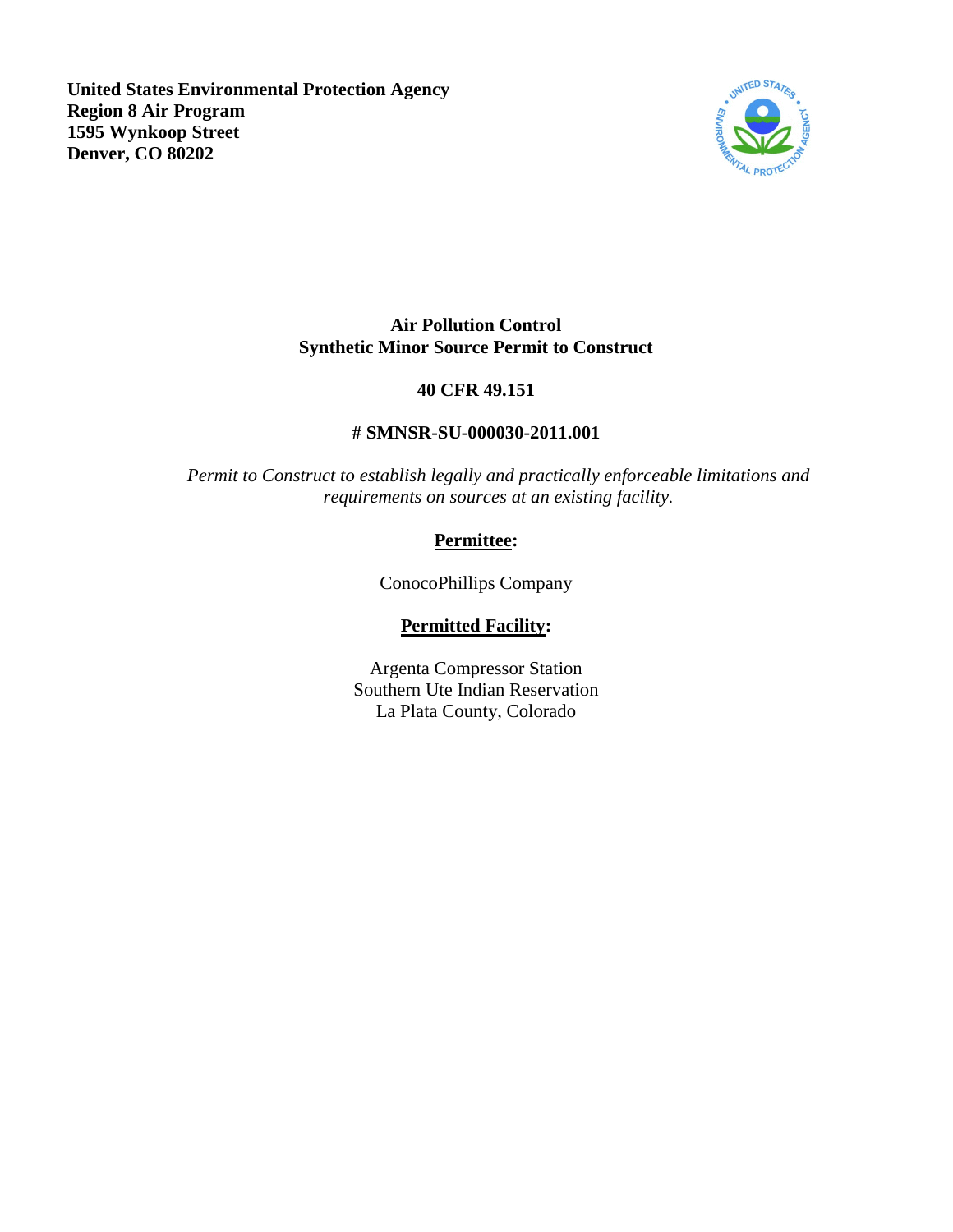**United States Environmental Protection Agency**
**Region 8 Air Program**
**1595 Wynkoop Street**
**Denver, CO 80202**

**Air Pollution Control**
**Synthetic Minor Source Permit to Construct**

**40 CFR 49.151**

**# SMNSR-SU-000030-2011.001**

*Permit to Construct to establish legally and practically enforceable limitations and requirements on sources at an existing facility.*

**Permittee:**

ConocoPhillips Company

**Permitted Facility:**

Argenta Compressor Station
Southern Ute Indian Reservation
La Plata County, Colorado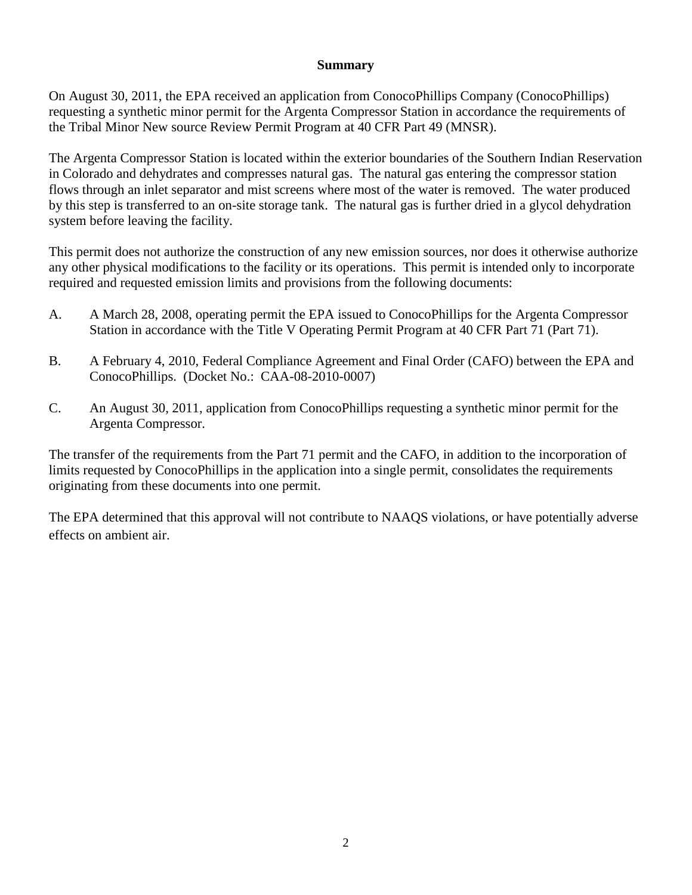## Summary

On August 30, 2011, the EPA received an application from ConocoPhillips Company (ConocoPhillips) requesting a synthetic minor permit for the Argenta Compressor Station in accordance the requirements of the Tribal Minor New source Review Permit Program at 40 CFR Part 49 (MNSR).

The Argenta Compressor Station is located within the exterior boundaries of the Southern Indian Reservation in Colorado and dehydrates and compresses natural gas. The natural gas entering the compressor station flows through an inlet separator and mist screens where most of the water is removed. The water produced by this step is transferred to an on-site storage tank. The natural gas is further dried in a glycol dehydration system before leaving the facility.

This permit does not authorize the construction of any new emission sources, nor does it otherwise authorize any other physical modifications to the facility or its operations. This permit is intended only to incorporate required and requested emission limits and provisions from the following documents:

A. A March 28, 2008, operating permit the EPA issued to ConocoPhillips for the Argenta Compressor Station in accordance with the Title V Operating Permit Program at 40 CFR Part 71 (Part 71).

B. A February 4, 2010, Federal Compliance Agreement and Final Order (CAFO) between the EPA and ConocoPhillips. (Docket No.: CAA-08-2010-0007)

C. An August 30, 2011, application from ConocoPhillips requesting a synthetic minor permit for the Argenta Compressor.

The transfer of the requirements from the Part 71 permit and the CAFO, in addition to the incorporation of limits requested by ConocoPhillips in the application into a single permit, consolidates the requirements originating from these documents into one permit.

The EPA determined that this approval will not contribute to NAAQS violations, or have potentially adverse effects on ambient air.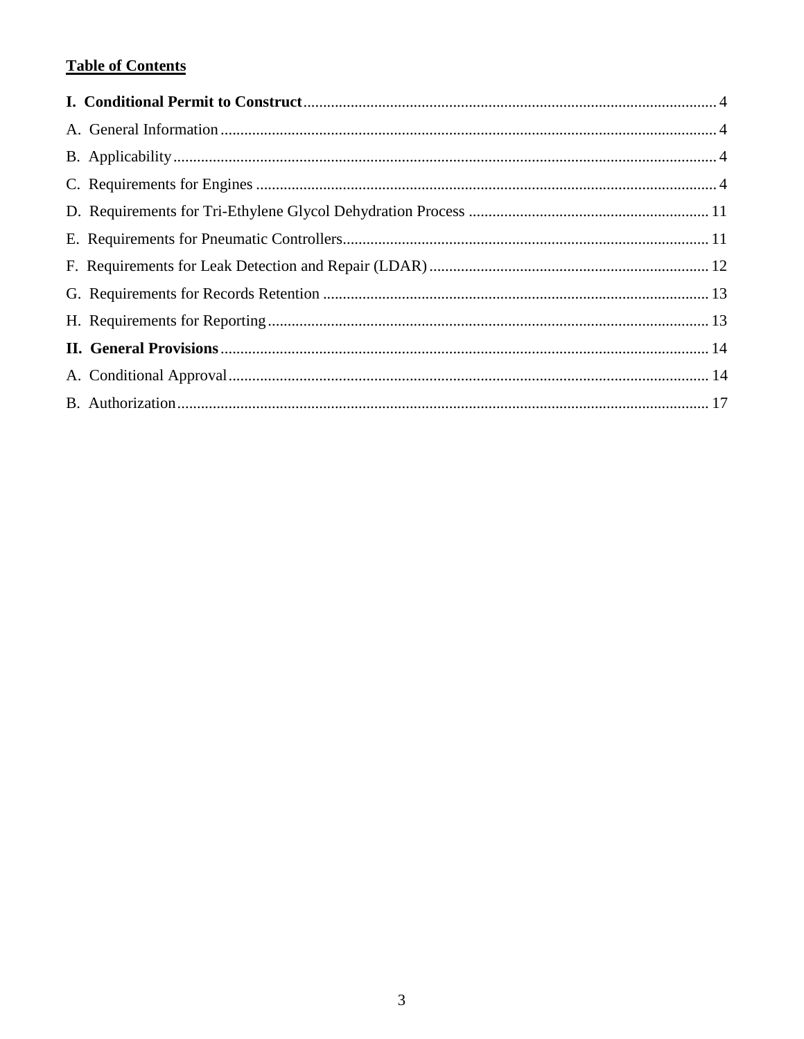**Table of Contents**

**I. Conditional Permit to Construct** ........................................................................................................ 4

A. General Information ............................................................................................................................ 4

B. Applicability ........................................................................................................................................ 4

C. Requirements for Engines ................................................................................................................... 4

D. Requirements for Tri-Ethylene Glycol Dehydration Process ............................................................ 11

E. Requirements for Pneumatic Controllers ............................................................................................ 11

F. Requirements for Leak Detection and Repair (LDAR) ...................................................................... 12

G. Requirements for Records Retention ................................................................................................. 13

H. Requirements for Reporting ............................................................................................................... 13

**II. General Provisions** ........................................................................................................................... 14

A. Conditional Approval ......................................................................................................................... 14

B. Authorization ...................................................................................................................................... 17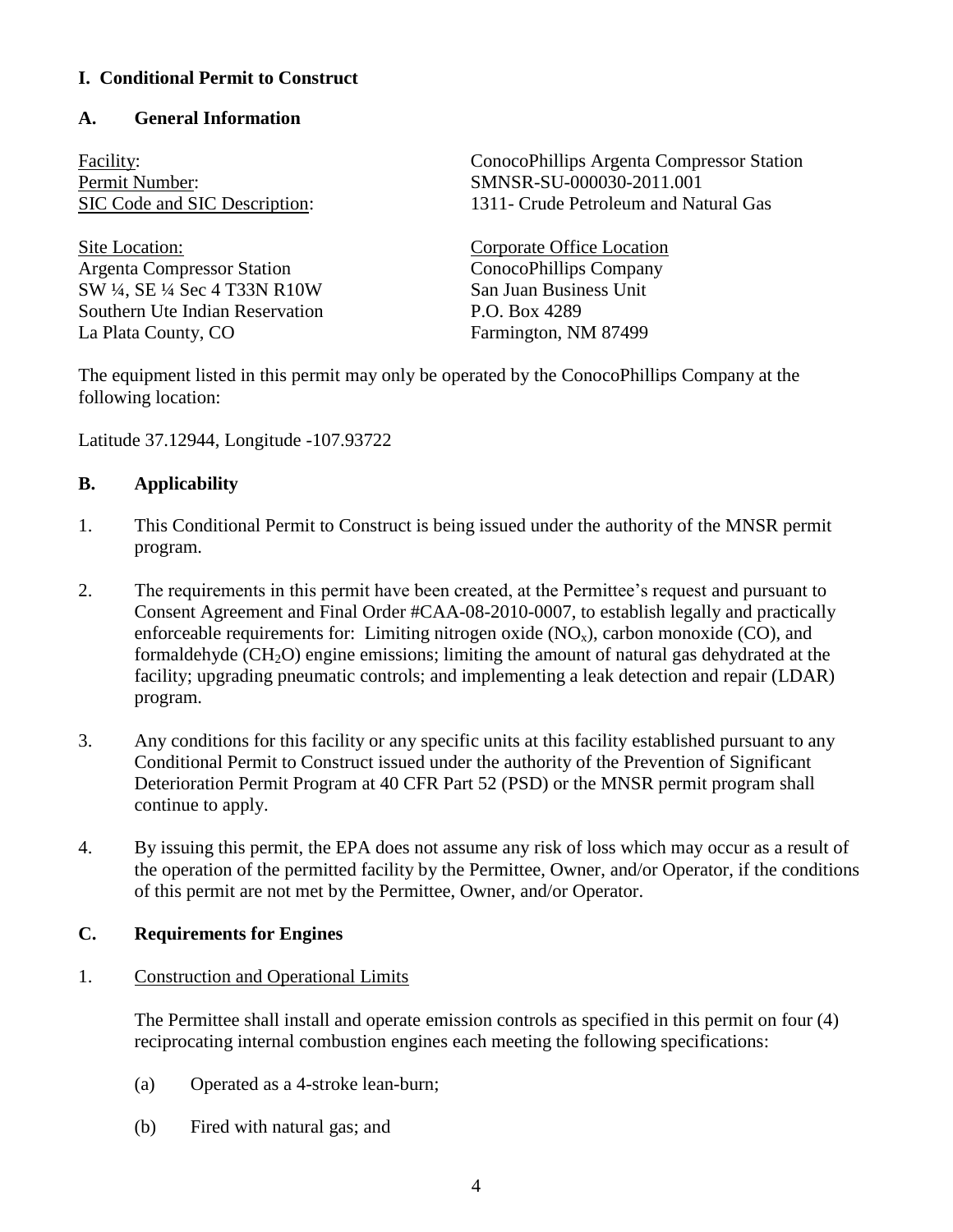## I. Conditional Permit to Construct

### A. General Information

Facility: ConocoPhillips Argenta Compressor Station
Permit Number: SMNSR-SU-000030-2011.001
SIC Code and SIC Description: 1311- Crude Petroleum and Natural Gas

| Site Location: | Corporate Office Location |
| --- | --- |
| Argenta Compressor Station | ConocoPhillips Company |
| SW ¼, SE ¼ Sec 4 T33N R10W | San Juan Business Unit |
| Southern Ute Indian Reservation | P.O. Box 4289 |
| La Plata County, CO | Farmington, NM 87499 |

The equipment listed in this permit may only be operated by the ConocoPhillips Company at the following location:

Latitude 37.12944, Longitude -107.93722

### B. Applicability

1. This Conditional Permit to Construct is being issued under the authority of the MNSR permit program.

2. The requirements in this permit have been created, at the Permittee's request and pursuant to Consent Agreement and Final Order #CAA-08-2010-0007, to establish legally and practically enforceable requirements for: Limiting nitrogen oxide ($NO_x$), carbon monoxide (CO), and formaldehyde ($CH_2O$) engine emissions; limiting the amount of natural gas dehydrated at the facility; upgrading pneumatic controls; and implementing a leak detection and repair (LDAR) program.

3. Any conditions for this facility or any specific units at this facility established pursuant to any Conditional Permit to Construct issued under the authority of the Prevention of Significant Deterioration Permit Program at 40 CFR Part 52 (PSD) or the MNSR permit program shall continue to apply.

4. By issuing this permit, the EPA does not assume any risk of loss which may occur as a result of the operation of the permitted facility by the Permittee, Owner, and/or Operator, if the conditions of this permit are not met by the Permittee, Owner, and/or Operator.

### C. Requirements for Engines

1. Construction and Operational Limits

   The Permittee shall install and operate emission controls as specified in this permit on four (4) reciprocating internal combustion engines each meeting the following specifications:

   (a) Operated as a 4-stroke lean-burn;

   (b) Fired with natural gas; and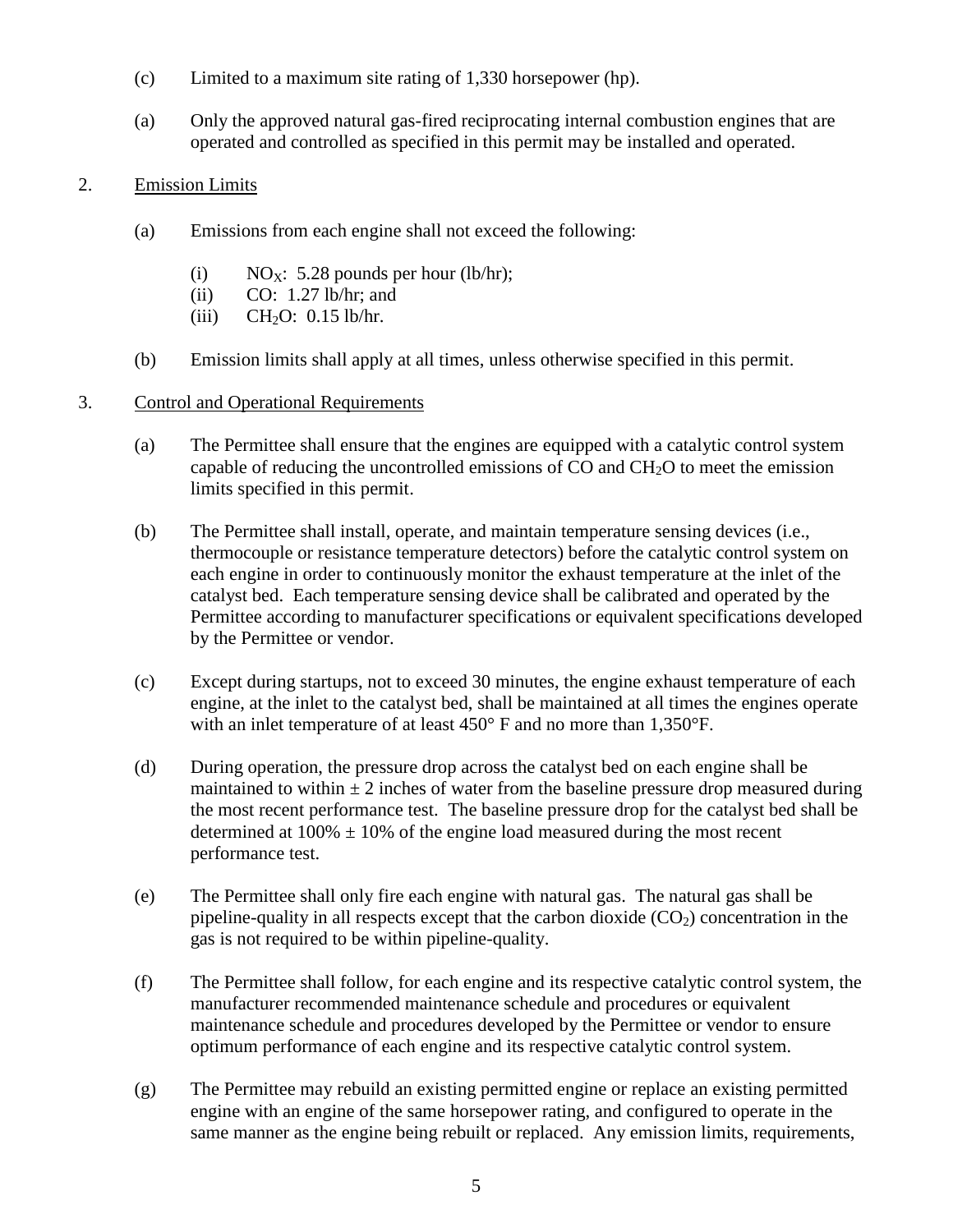(c) Limited to a maximum site rating of 1,330 horsepower (hp).

(a) Only the approved natural gas-fired reciprocating internal combustion engines that are operated and controlled as specified in this permit may be installed and operated.

2. Emission Limits

(a) Emissions from each engine shall not exceed the following:

(i) $NO_X$: 5.28 pounds per hour (lb/hr);
(ii) CO: 1.27 lb/hr; and
(iii) $CH_2O$: 0.15 lb/hr.

(b) Emission limits shall apply at all times, unless otherwise specified in this permit.

3. Control and Operational Requirements

(a) The Permittee shall ensure that the engines are equipped with a catalytic control system capable of reducing the uncontrolled emissions of CO and $CH_2O$ to meet the emission limits specified in this permit.

(b) The Permittee shall install, operate, and maintain temperature sensing devices (i.e., thermocouple or resistance temperature detectors) before the catalytic control system on each engine in order to continuously monitor the exhaust temperature at the inlet of the catalyst bed. Each temperature sensing device shall be calibrated and operated by the Permittee according to manufacturer specifications or equivalent specifications developed by the Permittee or vendor.

(c) Except during startups, not to exceed 30 minutes, the engine exhaust temperature of each engine, at the inlet to the catalyst bed, shall be maintained at all times the engines operate with an inlet temperature of at least 450° F and no more than 1,350°F.

(d) During operation, the pressure drop across the catalyst bed on each engine shall be maintained to within ± 2 inches of water from the baseline pressure drop measured during the most recent performance test. The baseline pressure drop for the catalyst bed shall be determined at 100% ± 10% of the engine load measured during the most recent performance test.

(e) The Permittee shall only fire each engine with natural gas. The natural gas shall be pipeline-quality in all respects except that the carbon dioxide ($CO_2$) concentration in the gas is not required to be within pipeline-quality.

(f) The Permittee shall follow, for each engine and its respective catalytic control system, the manufacturer recommended maintenance schedule and procedures or equivalent maintenance schedule and procedures developed by the Permittee or vendor to ensure optimum performance of each engine and its respective catalytic control system.

(g) The Permittee may rebuild an existing permitted engine or replace an existing permitted engine with an engine of the same horsepower rating, and configured to operate in the same manner as the engine being rebuilt or replaced. Any emission limits, requirements,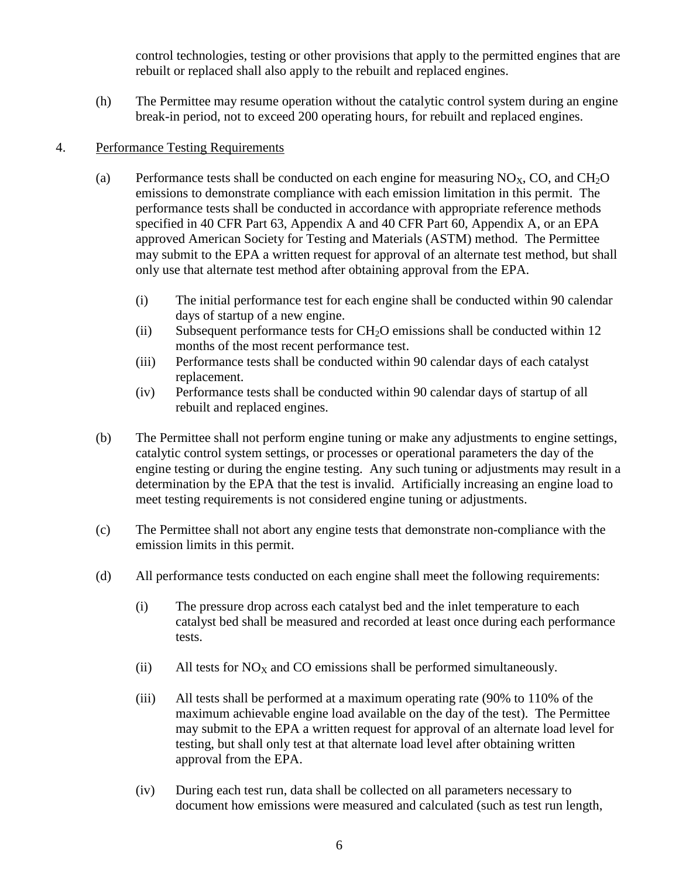control technologies, testing or other provisions that apply to the permitted engines that are rebuilt or replaced shall also apply to the rebuilt and replaced engines.

(h) The Permittee may resume operation without the catalytic control system during an engine break-in period, not to exceed 200 operating hours, for rebuilt and replaced engines.

4. Performance Testing Requirements

(a) Performance tests shall be conducted on each engine for measuring $NO_X$, CO, and $CH_2O$ emissions to demonstrate compliance with each emission limitation in this permit. The performance tests shall be conducted in accordance with appropriate reference methods specified in 40 CFR Part 63, Appendix A and 40 CFR Part 60, Appendix A, or an EPA approved American Society for Testing and Materials (ASTM) method. The Permittee may submit to the EPA a written request for approval of an alternate test method, but shall only use that alternate test method after obtaining approval from the EPA.

(i) The initial performance test for each engine shall be conducted within 90 calendar days of startup of a new engine.
(ii) Subsequent performance tests for $CH_2O$ emissions shall be conducted within 12 months of the most recent performance test.
(iii) Performance tests shall be conducted within 90 calendar days of each catalyst replacement.
(iv) Performance tests shall be conducted within 90 calendar days of startup of all rebuilt and replaced engines.

(b) The Permittee shall not perform engine tuning or make any adjustments to engine settings, catalytic control system settings, or processes or operational parameters the day of the engine testing or during the engine testing. Any such tuning or adjustments may result in a determination by the EPA that the test is invalid. Artificially increasing an engine load to meet testing requirements is not considered engine tuning or adjustments.

(c) The Permittee shall not abort any engine tests that demonstrate non-compliance with the emission limits in this permit.

(d) All performance tests conducted on each engine shall meet the following requirements:

(i) The pressure drop across each catalyst bed and the inlet temperature to each catalyst bed shall be measured and recorded at least once during each performance tests.

(ii) All tests for $NO_X$ and CO emissions shall be performed simultaneously.

(iii) All tests shall be performed at a maximum operating rate (90% to 110% of the maximum achievable engine load available on the day of the test). The Permittee may submit to the EPA a written request for approval of an alternate load level for testing, but shall only test at that alternate load level after obtaining written approval from the EPA.

(iv) During each test run, data shall be collected on all parameters necessary to document how emissions were measured and calculated (such as test run length,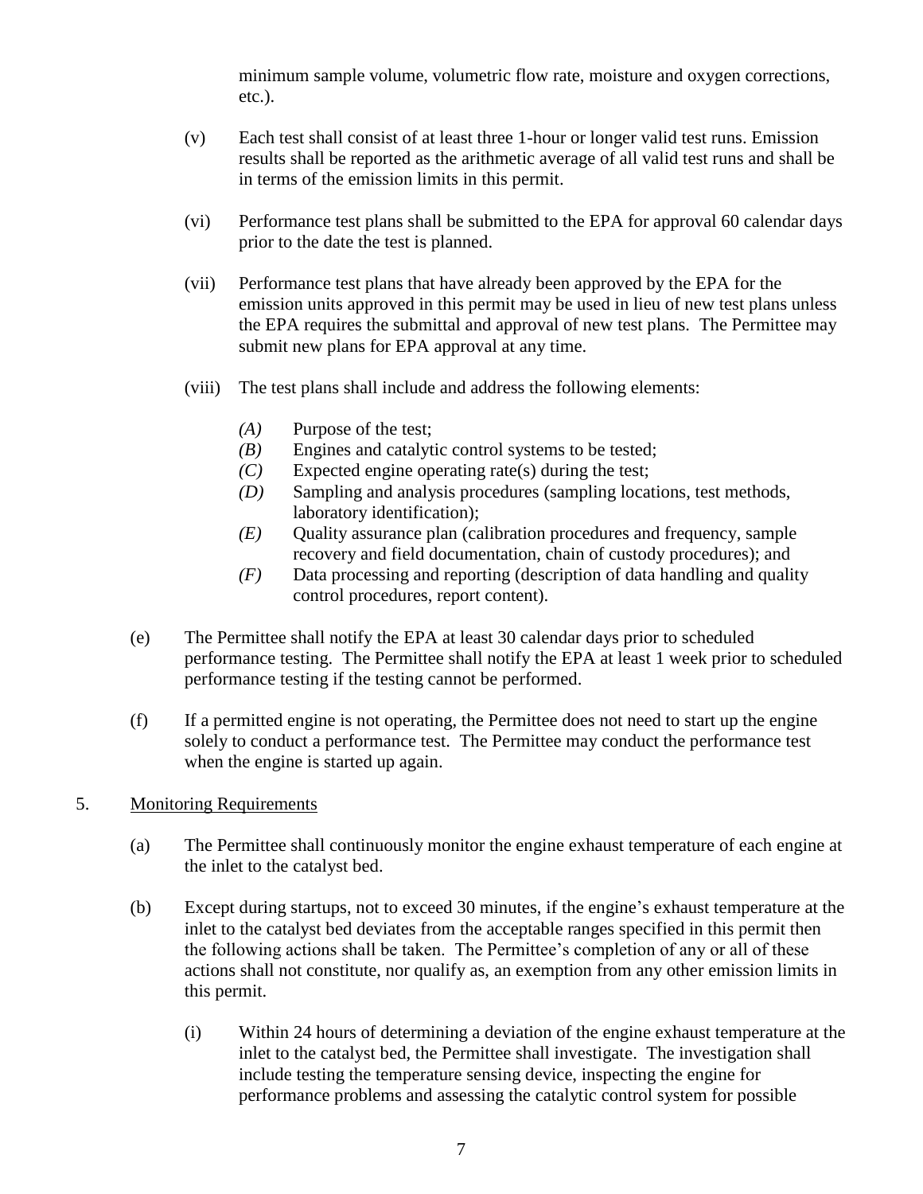minimum sample volume, volumetric flow rate, moisture and oxygen corrections, etc.).

(v) Each test shall consist of at least three 1-hour or longer valid test runs. Emission results shall be reported as the arithmetic average of all valid test runs and shall be in terms of the emission limits in this permit.

(vi) Performance test plans shall be submitted to the EPA for approval 60 calendar days prior to the date the test is planned.

(vii) Performance test plans that have already been approved by the EPA for the emission units approved in this permit may be used in lieu of new test plans unless the EPA requires the submittal and approval of new test plans. The Permittee may submit new plans for EPA approval at any time.

(viii) The test plans shall include and address the following elements:

*(A)* Purpose of the test;
*(B)* Engines and catalytic control systems to be tested;
*(C)* Expected engine operating rate(s) during the test;
*(D)* Sampling and analysis procedures (sampling locations, test methods, laboratory identification);
*(E)* Quality assurance plan (calibration procedures and frequency, sample recovery and field documentation, chain of custody procedures); and
*(F)* Data processing and reporting (description of data handling and quality control procedures, report content).

(e) The Permittee shall notify the EPA at least 30 calendar days prior to scheduled performance testing. The Permittee shall notify the EPA at least 1 week prior to scheduled performance testing if the testing cannot be performed.

(f) If a permitted engine is not operating, the Permittee does not need to start up the engine solely to conduct a performance test. The Permittee may conduct the performance test when the engine is started up again.

5. Monitoring Requirements

(a) The Permittee shall continuously monitor the engine exhaust temperature of each engine at the inlet to the catalyst bed.

(b) Except during startups, not to exceed 30 minutes, if the engine's exhaust temperature at the inlet to the catalyst bed deviates from the acceptable ranges specified in this permit then the following actions shall be taken. The Permittee's completion of any or all of these actions shall not constitute, nor qualify as, an exemption from any other emission limits in this permit.

(i) Within 24 hours of determining a deviation of the engine exhaust temperature at the inlet to the catalyst bed, the Permittee shall investigate. The investigation shall include testing the temperature sensing device, inspecting the engine for performance problems and assessing the catalytic control system for possible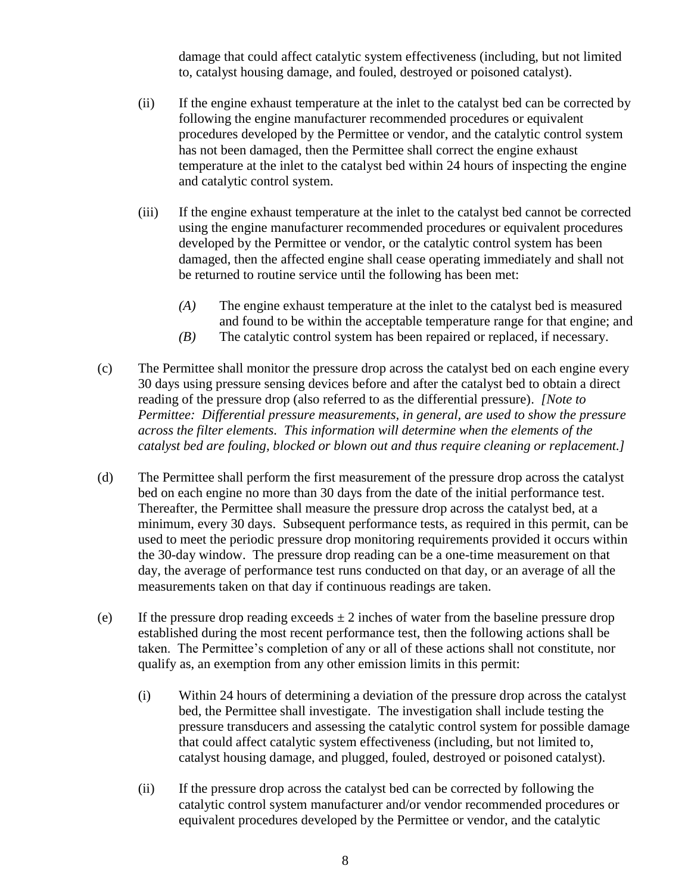damage that could affect catalytic system effectiveness (including, but not limited to, catalyst housing damage, and fouled, destroyed or poisoned catalyst).

(ii) If the engine exhaust temperature at the inlet to the catalyst bed can be corrected by following the engine manufacturer recommended procedures or equivalent procedures developed by the Permittee or vendor, and the catalytic control system has not been damaged, then the Permittee shall correct the engine exhaust temperature at the inlet to the catalyst bed within 24 hours of inspecting the engine and catalytic control system.

(iii) If the engine exhaust temperature at the inlet to the catalyst bed cannot be corrected using the engine manufacturer recommended procedures or equivalent procedures developed by the Permittee or vendor, or the catalytic control system has been damaged, then the affected engine shall cease operating immediately and shall not be returned to routine service until the following has been met:

*(A)* The engine exhaust temperature at the inlet to the catalyst bed is measured and found to be within the acceptable temperature range for that engine; and

*(B)* The catalytic control system has been repaired or replaced, if necessary.

(c) The Permittee shall monitor the pressure drop across the catalyst bed on each engine every 30 days using pressure sensing devices before and after the catalyst bed to obtain a direct reading of the pressure drop (also referred to as the differential pressure). *[Note to Permittee: Differential pressure measurements, in general, are used to show the pressure across the filter elements. This information will determine when the elements of the catalyst bed are fouling, blocked or blown out and thus require cleaning or replacement.]*

(d) The Permittee shall perform the first measurement of the pressure drop across the catalyst bed on each engine no more than 30 days from the date of the initial performance test. Thereafter, the Permittee shall measure the pressure drop across the catalyst bed, at a minimum, every 30 days. Subsequent performance tests, as required in this permit, can be used to meet the periodic pressure drop monitoring requirements provided it occurs within the 30-day window. The pressure drop reading can be a one-time measurement on that day, the average of performance test runs conducted on that day, or an average of all the measurements taken on that day if continuous readings are taken.

(e) If the pressure drop reading exceeds $\pm$ 2 inches of water from the baseline pressure drop established during the most recent performance test, then the following actions shall be taken. The Permittee's completion of any or all of these actions shall not constitute, nor qualify as, an exemption from any other emission limits in this permit:

(i) Within 24 hours of determining a deviation of the pressure drop across the catalyst bed, the Permittee shall investigate. The investigation shall include testing the pressure transducers and assessing the catalytic control system for possible damage that could affect catalytic system effectiveness (including, but not limited to, catalyst housing damage, and plugged, fouled, destroyed or poisoned catalyst).

(ii) If the pressure drop across the catalyst bed can be corrected by following the catalytic control system manufacturer and/or vendor recommended procedures or equivalent procedures developed by the Permittee or vendor, and the catalytic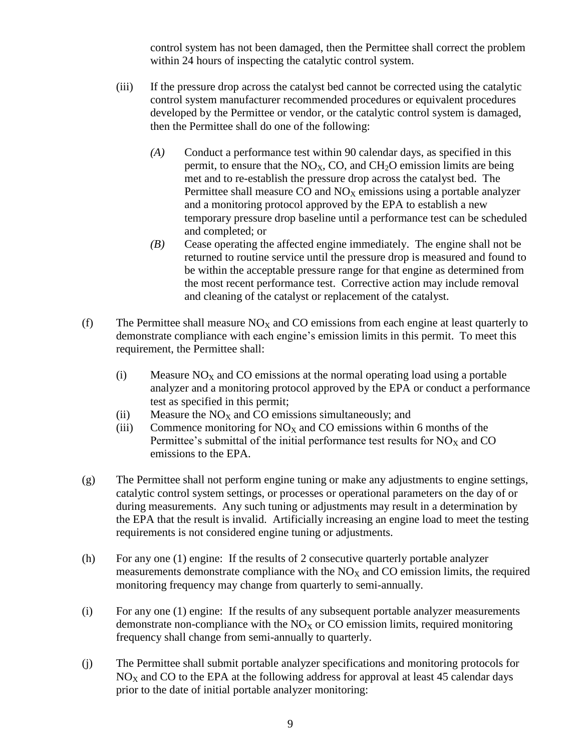control system has not been damaged, then the Permittee shall correct the problem within 24 hours of inspecting the catalytic control system.

(iii) If the pressure drop across the catalyst bed cannot be corrected using the catalytic control system manufacturer recommended procedures or equivalent procedures developed by the Permittee or vendor, or the catalytic control system is damaged, then the Permittee shall do one of the following:

*(A)* Conduct a performance test within 90 calendar days, as specified in this permit, to ensure that the $NO_X$, CO, and $CH_2O$ emission limits are being met and to re-establish the pressure drop across the catalyst bed. The Permittee shall measure CO and $NO_X$ emissions using a portable analyzer and a monitoring protocol approved by the EPA to establish a new temporary pressure drop baseline until a performance test can be scheduled and completed; or

*(B)* Cease operating the affected engine immediately. The engine shall not be returned to routine service until the pressure drop is measured and found to be within the acceptable pressure range for that engine as determined from the most recent performance test. Corrective action may include removal and cleaning of the catalyst or replacement of the catalyst.

(f) The Permittee shall measure $NO_X$ and CO emissions from each engine at least quarterly to demonstrate compliance with each engine's emission limits in this permit. To meet this requirement, the Permittee shall:

(i) Measure $NO_X$ and CO emissions at the normal operating load using a portable analyzer and a monitoring protocol approved by the EPA or conduct a performance test as specified in this permit;

(ii) Measure the $NO_X$ and CO emissions simultaneously; and

(iii) Commence monitoring for $NO_X$ and CO emissions within 6 months of the Permittee's submittal of the initial performance test results for $NO_X$ and CO emissions to the EPA.

(g) The Permittee shall not perform engine tuning or make any adjustments to engine settings, catalytic control system settings, or processes or operational parameters on the day of or during measurements. Any such tuning or adjustments may result in a determination by the EPA that the result is invalid. Artificially increasing an engine load to meet the testing requirements is not considered engine tuning or adjustments.

(h) For any one (1) engine: If the results of 2 consecutive quarterly portable analyzer measurements demonstrate compliance with the $NO_X$ and CO emission limits, the required monitoring frequency may change from quarterly to semi-annually.

(i) For any one (1) engine: If the results of any subsequent portable analyzer measurements demonstrate non-compliance with the $NO_X$ or CO emission limits, required monitoring frequency shall change from semi-annually to quarterly.

(j) The Permittee shall submit portable analyzer specifications and monitoring protocols for $NO_X$ and CO to the EPA at the following address for approval at least 45 calendar days prior to the date of initial portable analyzer monitoring: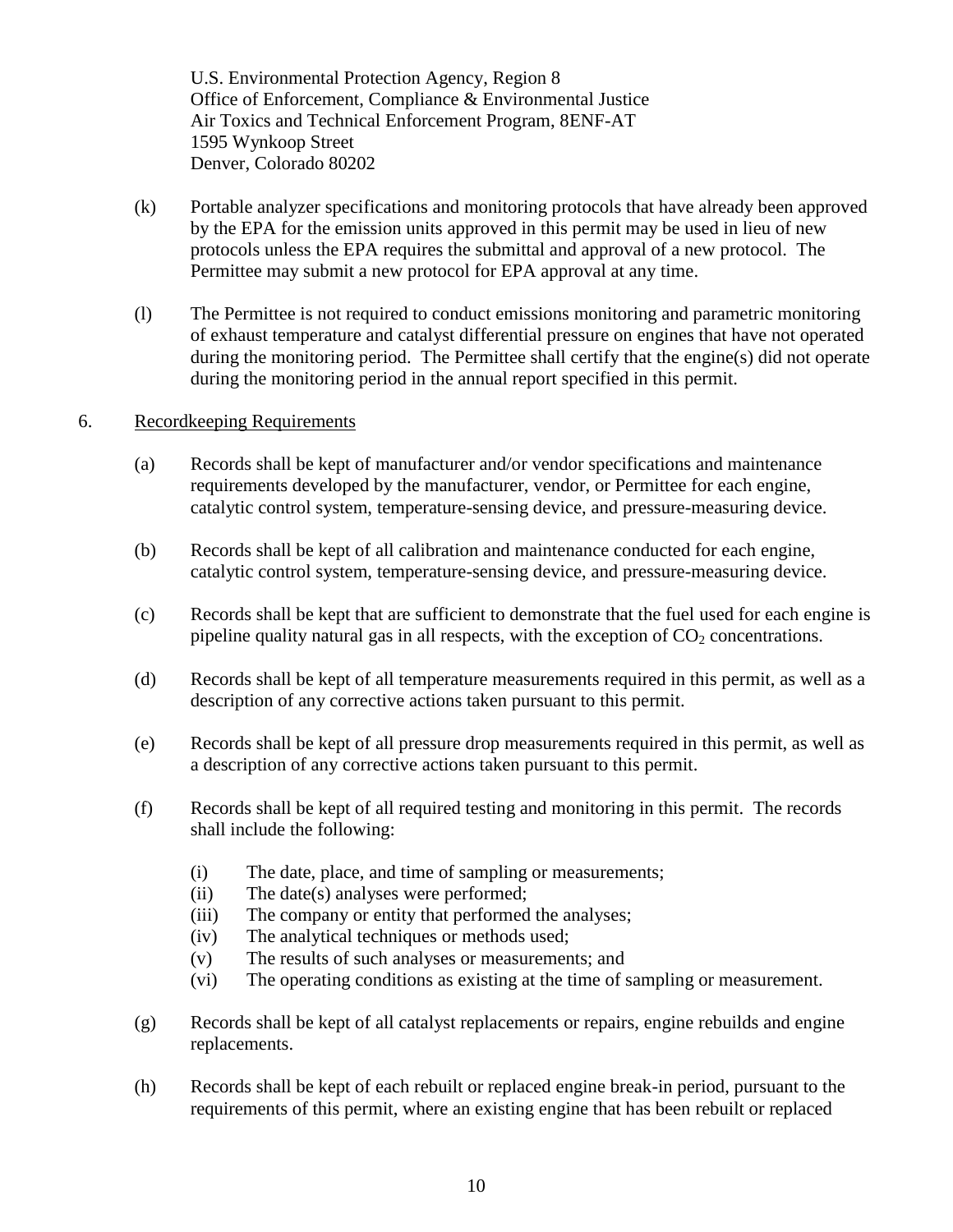U.S. Environmental Protection Agency, Region 8
Office of Enforcement, Compliance & Environmental Justice
Air Toxics and Technical Enforcement Program, 8ENF-AT
1595 Wynkoop Street
Denver, Colorado 80202

(k) Portable analyzer specifications and monitoring protocols that have already been approved by the EPA for the emission units approved in this permit may be used in lieu of new protocols unless the EPA requires the submittal and approval of a new protocol. The Permittee may submit a new protocol for EPA approval at any time.

(l) The Permittee is not required to conduct emissions monitoring and parametric monitoring of exhaust temperature and catalyst differential pressure on engines that have not operated during the monitoring period. The Permittee shall certify that the engine(s) did not operate during the monitoring period in the annual report specified in this permit.

6. Recordkeeping Requirements

(a) Records shall be kept of manufacturer and/or vendor specifications and maintenance requirements developed by the manufacturer, vendor, or Permittee for each engine, catalytic control system, temperature-sensing device, and pressure-measuring device.

(b) Records shall be kept of all calibration and maintenance conducted for each engine, catalytic control system, temperature-sensing device, and pressure-measuring device.

(c) Records shall be kept that are sufficient to demonstrate that the fuel used for each engine is pipeline quality natural gas in all respects, with the exception of $CO_2$ concentrations.

(d) Records shall be kept of all temperature measurements required in this permit, as well as a description of any corrective actions taken pursuant to this permit.

(e) Records shall be kept of all pressure drop measurements required in this permit, as well as a description of any corrective actions taken pursuant to this permit.

(f) Records shall be kept of all required testing and monitoring in this permit. The records shall include the following:

- (i) The date, place, and time of sampling or measurements;
- (ii) The date(s) analyses were performed;
- (iii) The company or entity that performed the analyses;
- (iv) The analytical techniques or methods used;
- (v) The results of such analyses or measurements; and
- (vi) The operating conditions as existing at the time of sampling or measurement.

(g) Records shall be kept of all catalyst replacements or repairs, engine rebuilds and engine replacements.

(h) Records shall be kept of each rebuilt or replaced engine break-in period, pursuant to the requirements of this permit, where an existing engine that has been rebuilt or replaced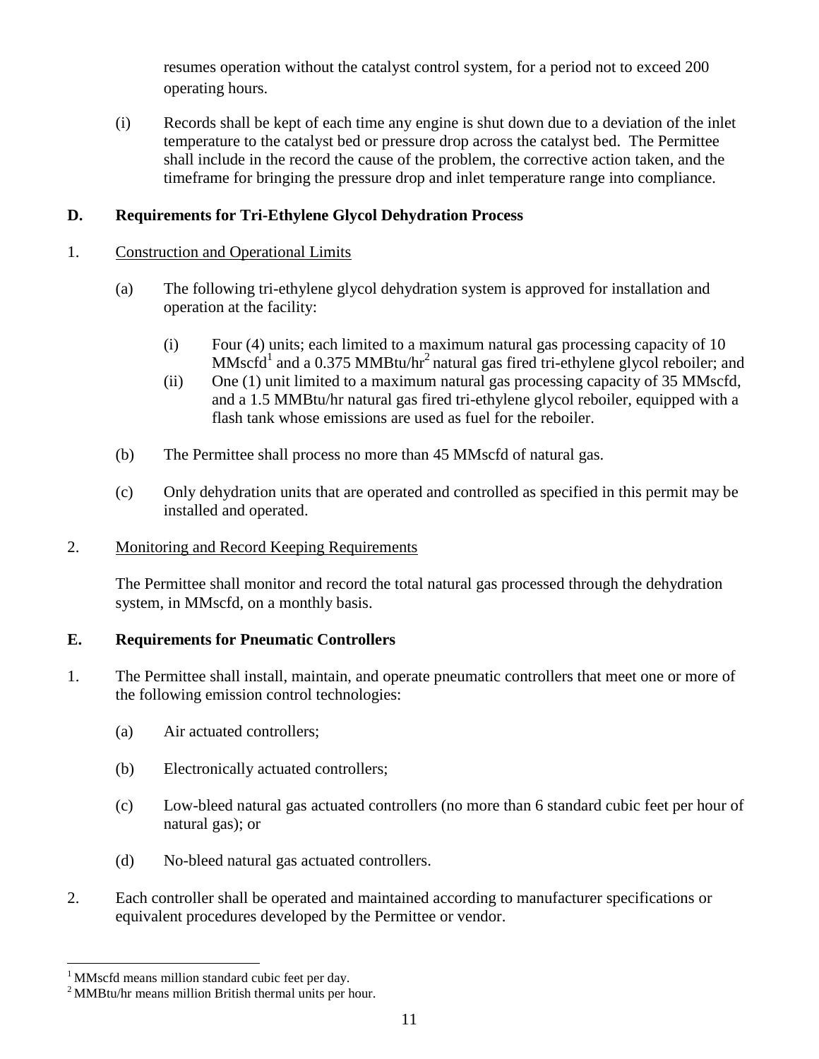resumes operation without the catalyst control system, for a period not to exceed 200 operating hours.

(i) Records shall be kept of each time any engine is shut down due to a deviation of the inlet temperature to the catalyst bed or pressure drop across the catalyst bed. The Permittee shall include in the record the cause of the problem, the corrective action taken, and the timeframe for bringing the pressure drop and inlet temperature range into compliance.

## D. Requirements for Tri-Ethylene Glycol Dehydration Process

1. Construction and Operational Limits

   (a) The following tri-ethylene glycol dehydration system is approved for installation and operation at the facility:

      (i) Four (4) units; each limited to a maximum natural gas processing capacity of 10 MMscfd[1] and a 0.375 MMBtu/hr[2] natural gas fired tri-ethylene glycol reboiler; and

      (ii) One (1) unit limited to a maximum natural gas processing capacity of 35 MMscfd, and a 1.5 MMBtu/hr natural gas fired tri-ethylene glycol reboiler, equipped with a flash tank whose emissions are used as fuel for the reboiler.

   (b) The Permittee shall process no more than 45 MMscfd of natural gas.

   (c) Only dehydration units that are operated and controlled as specified in this permit may be installed and operated.

2. Monitoring and Record Keeping Requirements

   The Permittee shall monitor and record the total natural gas processed through the dehydration system, in MMscfd, on a monthly basis.

## E. Requirements for Pneumatic Controllers

1. The Permittee shall install, maintain, and operate pneumatic controllers that meet one or more of the following emission control technologies:

   (a) Air actuated controllers;

   (b) Electronically actuated controllers;

   (c) Low-bleed natural gas actuated controllers (no more than 6 standard cubic feet per hour of natural gas); or

   (d) No-bleed natural gas actuated controllers.

2. Each controller shall be operated and maintained according to manufacturer specifications or equivalent procedures developed by the Permittee or vendor.

---

[1] MMscfd means million standard cubic feet per day.

[2] MMBtu/hr means million British thermal units per hour.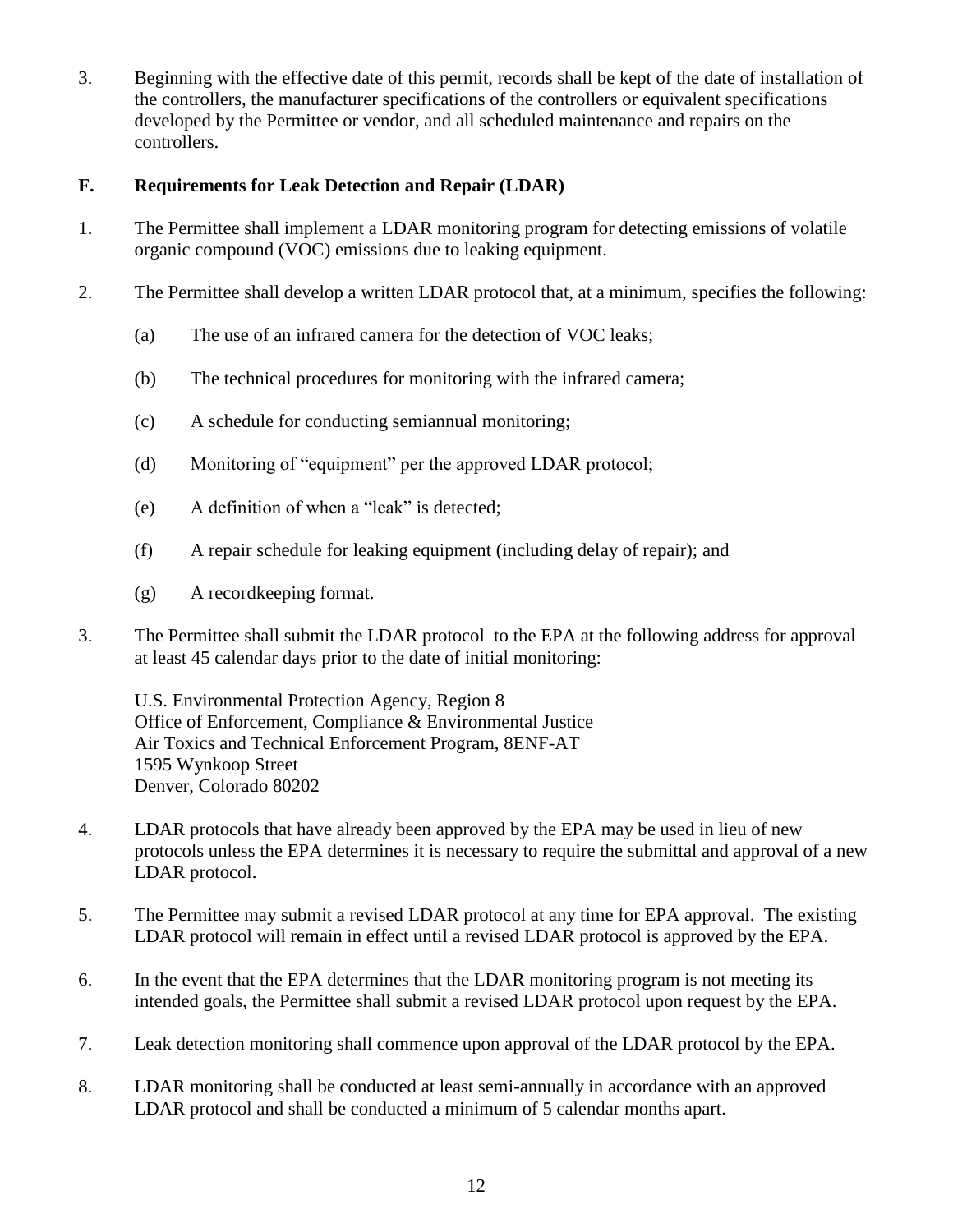3. Beginning with the effective date of this permit, records shall be kept of the date of installation of the controllers, the manufacturer specifications of the controllers or equivalent specifications developed by the Permittee or vendor, and all scheduled maintenance and repairs on the controllers.

### F. Requirements for Leak Detection and Repair (LDAR)

1. The Permittee shall implement a LDAR monitoring program for detecting emissions of volatile organic compound (VOC) emissions due to leaking equipment.

2. The Permittee shall develop a written LDAR protocol that, at a minimum, specifies the following:

   (a) The use of an infrared camera for the detection of VOC leaks;

   (b) The technical procedures for monitoring with the infrared camera;

   (c) A schedule for conducting semiannual monitoring;

   (d) Monitoring of "equipment" per the approved LDAR protocol;

   (e) A definition of when a "leak" is detected;

   (f) A repair schedule for leaking equipment (including delay of repair); and

   (g) A recordkeeping format.

3. The Permittee shall submit the LDAR protocol to the EPA at the following address for approval at least 45 calendar days prior to the date of initial monitoring:

   U.S. Environmental Protection Agency, Region 8
   Office of Enforcement, Compliance & Environmental Justice
   Air Toxics and Technical Enforcement Program, 8ENF-AT
   1595 Wynkoop Street
   Denver, Colorado 80202

4. LDAR protocols that have already been approved by the EPA may be used in lieu of new protocols unless the EPA determines it is necessary to require the submittal and approval of a new LDAR protocol.

5. The Permittee may submit a revised LDAR protocol at any time for EPA approval. The existing LDAR protocol will remain in effect until a revised LDAR protocol is approved by the EPA.

6. In the event that the EPA determines that the LDAR monitoring program is not meeting its intended goals, the Permittee shall submit a revised LDAR protocol upon request by the EPA.

7. Leak detection monitoring shall commence upon approval of the LDAR protocol by the EPA.

8. LDAR monitoring shall be conducted at least semi-annually in accordance with an approved LDAR protocol and shall be conducted a minimum of 5 calendar months apart.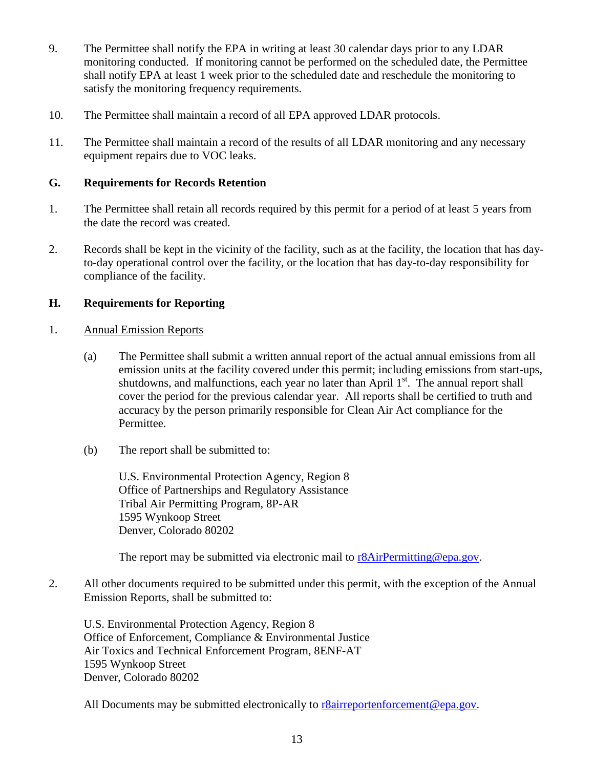9. The Permittee shall notify the EPA in writing at least 30 calendar days prior to any LDAR monitoring conducted. If monitoring cannot be performed on the scheduled date, the Permittee shall notify EPA at least 1 week prior to the scheduled date and reschedule the monitoring to satisfy the monitoring frequency requirements.

10. The Permittee shall maintain a record of all EPA approved LDAR protocols.

11. The Permittee shall maintain a record of the results of all LDAR monitoring and any necessary equipment repairs due to VOC leaks.

## G. Requirements for Records Retention

1. The Permittee shall retain all records required by this permit for a period of at least 5 years from the date the record was created.

2. Records shall be kept in the vicinity of the facility, such as at the facility, the location that has day-to-day operational control over the facility, or the location that has day-to-day responsibility for compliance of the facility.

## H. Requirements for Reporting

1. Annual Emission Reports

   (a) The Permittee shall submit a written annual report of the actual annual emissions from all emission units at the facility covered under this permit; including emissions from start-ups, shutdowns, and malfunctions, each year no later than April 1st. The annual report shall cover the period for the previous calendar year. All reports shall be certified to truth and accuracy by the person primarily responsible for Clean Air Act compliance for the Permittee.

   (b) The report shall be submitted to:

   U.S. Environmental Protection Agency, Region 8
   Office of Partnerships and Regulatory Assistance
   Tribal Air Permitting Program, 8P-AR
   1595 Wynkoop Street
   Denver, Colorado 80202

   The report may be submitted via electronic mail to r8AirPermitting@epa.gov.

2. All other documents required to be submitted under this permit, with the exception of the Annual Emission Reports, shall be submitted to:

   U.S. Environmental Protection Agency, Region 8
   Office of Enforcement, Compliance & Environmental Justice
   Air Toxics and Technical Enforcement Program, 8ENF-AT
   1595 Wynkoop Street
   Denver, Colorado 80202

   All Documents may be submitted electronically to r8airreportenforcement@epa.gov.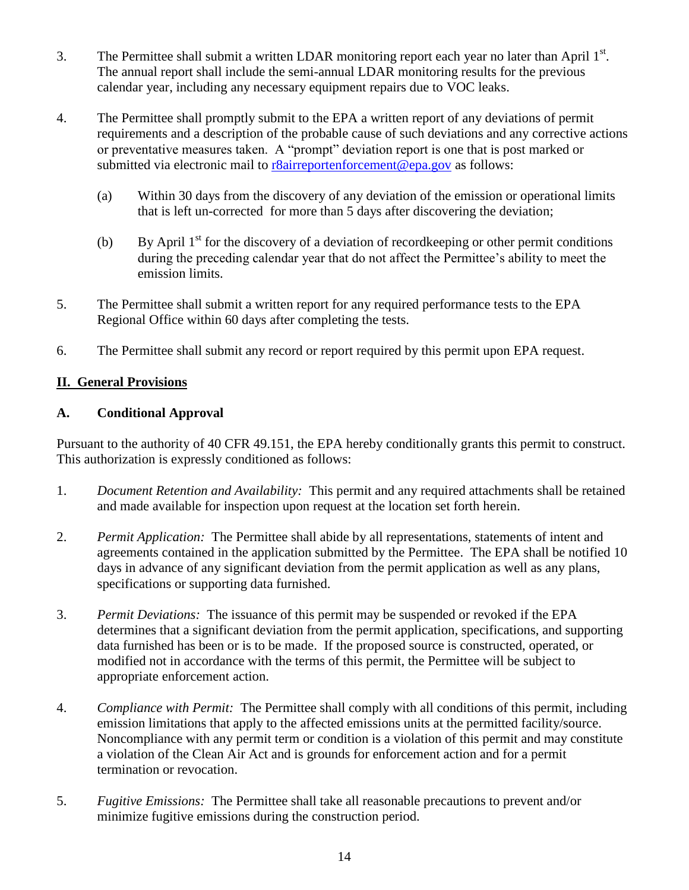3. The Permittee shall submit a written LDAR monitoring report each year no later than April 1st. The annual report shall include the semi-annual LDAR monitoring results for the previous calendar year, including any necessary equipment repairs due to VOC leaks.

4. The Permittee shall promptly submit to the EPA a written report of any deviations of permit requirements and a description of the probable cause of such deviations and any corrective actions or preventative measures taken. A "prompt" deviation report is one that is post marked or submitted via electronic mail to r8airreportenforcement@epa.gov as follows:

   (a) Within 30 days from the discovery of any deviation of the emission or operational limits that is left un-corrected for more than 5 days after discovering the deviation;

   (b) By April 1st for the discovery of a deviation of recordkeeping or other permit conditions during the preceding calendar year that do not affect the Permittee's ability to meet the emission limits.

5. The Permittee shall submit a written report for any required performance tests to the EPA Regional Office within 60 days after completing the tests.

6. The Permittee shall submit any record or report required by this permit upon EPA request.

## II. General Provisions

### A. Conditional Approval

Pursuant to the authority of 40 CFR 49.151, the EPA hereby conditionally grants this permit to construct. This authorization is expressly conditioned as follows:

1. *Document Retention and Availability:* This permit and any required attachments shall be retained and made available for inspection upon request at the location set forth herein.

2. *Permit Application:* The Permittee shall abide by all representations, statements of intent and agreements contained in the application submitted by the Permittee. The EPA shall be notified 10 days in advance of any significant deviation from the permit application as well as any plans, specifications or supporting data furnished.

3. *Permit Deviations:* The issuance of this permit may be suspended or revoked if the EPA determines that a significant deviation from the permit application, specifications, and supporting data furnished has been or is to be made. If the proposed source is constructed, operated, or modified not in accordance with the terms of this permit, the Permittee will be subject to appropriate enforcement action.

4. *Compliance with Permit:* The Permittee shall comply with all conditions of this permit, including emission limitations that apply to the affected emissions units at the permitted facility/source. Noncompliance with any permit term or condition is a violation of this permit and may constitute a violation of the Clean Air Act and is grounds for enforcement action and for a permit termination or revocation.

5. *Fugitive Emissions:* The Permittee shall take all reasonable precautions to prevent and/or minimize fugitive emissions during the construction period.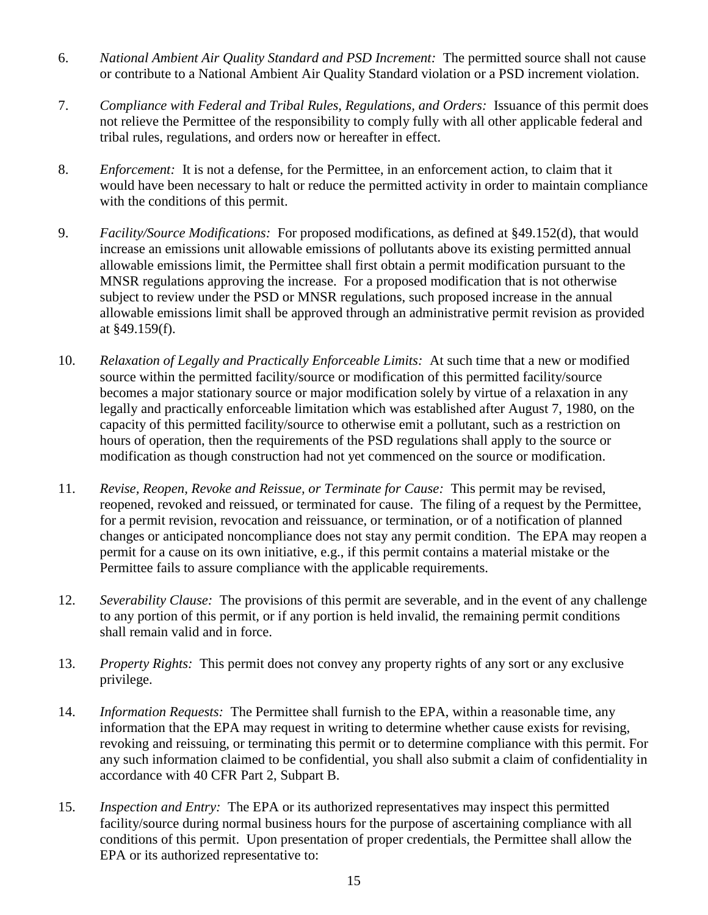6. *National Ambient Air Quality Standard and PSD Increment:* The permitted source shall not cause or contribute to a National Ambient Air Quality Standard violation or a PSD increment violation.

7. *Compliance with Federal and Tribal Rules, Regulations, and Orders:* Issuance of this permit does not relieve the Permittee of the responsibility to comply fully with all other applicable federal and tribal rules, regulations, and orders now or hereafter in effect.

8. *Enforcement:* It is not a defense, for the Permittee, in an enforcement action, to claim that it would have been necessary to halt or reduce the permitted activity in order to maintain compliance with the conditions of this permit.

9. *Facility/Source Modifications:* For proposed modifications, as defined at §49.152(d), that would increase an emissions unit allowable emissions of pollutants above its existing permitted annual allowable emissions limit, the Permittee shall first obtain a permit modification pursuant to the MNSR regulations approving the increase. For a proposed modification that is not otherwise subject to review under the PSD or MNSR regulations, such proposed increase in the annual allowable emissions limit shall be approved through an administrative permit revision as provided at §49.159(f).

10. *Relaxation of Legally and Practically Enforceable Limits:* At such time that a new or modified source within the permitted facility/source or modification of this permitted facility/source becomes a major stationary source or major modification solely by virtue of a relaxation in any legally and practically enforceable limitation which was established after August 7, 1980, on the capacity of this permitted facility/source to otherwise emit a pollutant, such as a restriction on hours of operation, then the requirements of the PSD regulations shall apply to the source or modification as though construction had not yet commenced on the source or modification.

11. *Revise, Reopen, Revoke and Reissue, or Terminate for Cause:* This permit may be revised, reopened, revoked and reissued, or terminated for cause. The filing of a request by the Permittee, for a permit revision, revocation and reissuance, or termination, or of a notification of planned changes or anticipated noncompliance does not stay any permit condition. The EPA may reopen a permit for a cause on its own initiative, e.g., if this permit contains a material mistake or the Permittee fails to assure compliance with the applicable requirements.

12. *Severability Clause:* The provisions of this permit are severable, and in the event of any challenge to any portion of this permit, or if any portion is held invalid, the remaining permit conditions shall remain valid and in force.

13. *Property Rights:* This permit does not convey any property rights of any sort or any exclusive privilege.

14. *Information Requests:* The Permittee shall furnish to the EPA, within a reasonable time, any information that the EPA may request in writing to determine whether cause exists for revising, revoking and reissuing, or terminating this permit or to determine compliance with this permit. For any such information claimed to be confidential, you shall also submit a claim of confidentiality in accordance with 40 CFR Part 2, Subpart B.

15. *Inspection and Entry:* The EPA or its authorized representatives may inspect this permitted facility/source during normal business hours for the purpose of ascertaining compliance with all conditions of this permit. Upon presentation of proper credentials, the Permittee shall allow the EPA or its authorized representative to: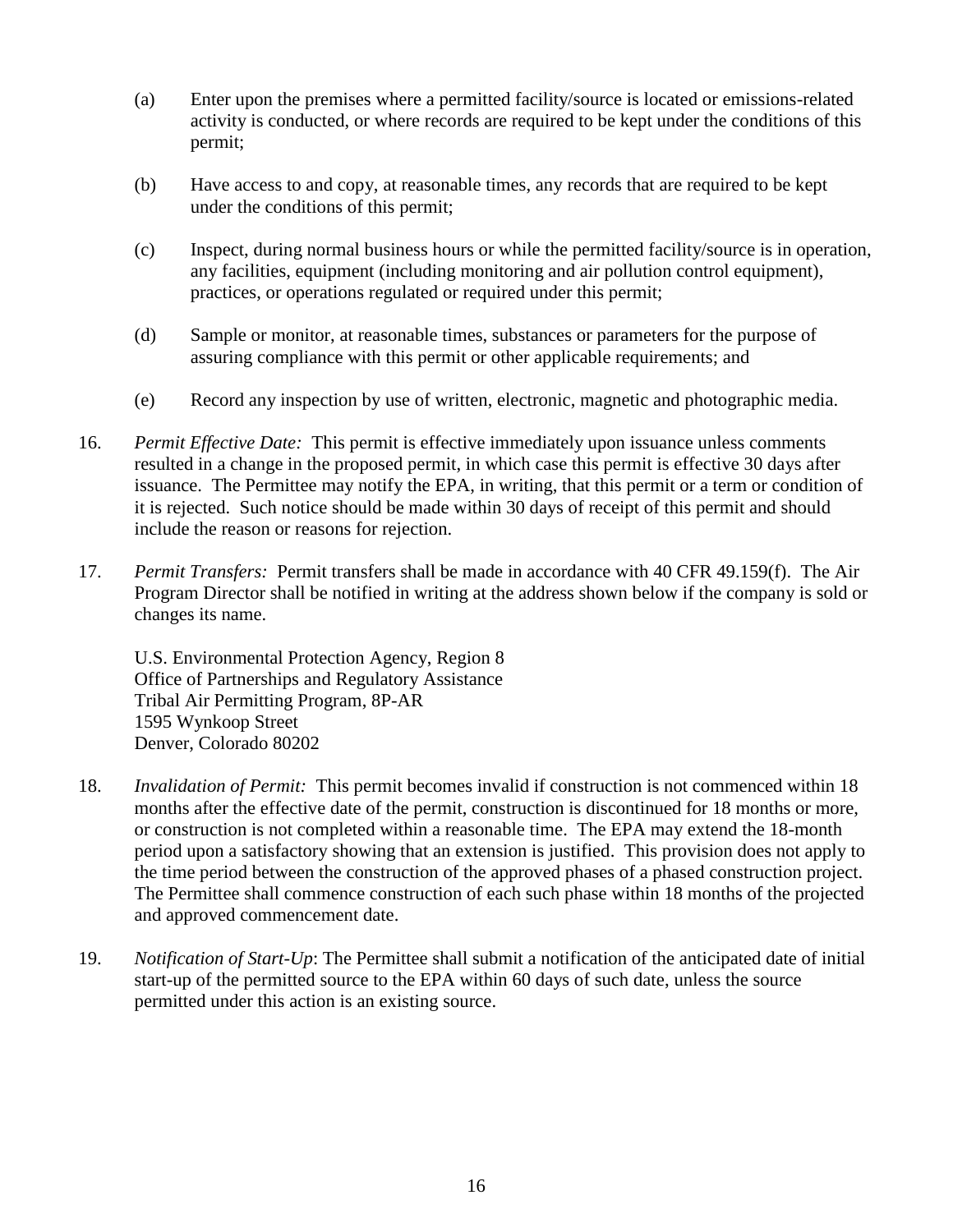(a) Enter upon the premises where a permitted facility/source is located or emissions-related activity is conducted, or where records are required to be kept under the conditions of this permit;

(b) Have access to and copy, at reasonable times, any records that are required to be kept under the conditions of this permit;

(c) Inspect, during normal business hours or while the permitted facility/source is in operation, any facilities, equipment (including monitoring and air pollution control equipment), practices, or operations regulated or required under this permit;

(d) Sample or monitor, at reasonable times, substances or parameters for the purpose of assuring compliance with this permit or other applicable requirements; and

(e) Record any inspection by use of written, electronic, magnetic and photographic media.

16. *Permit Effective Date:* This permit is effective immediately upon issuance unless comments resulted in a change in the proposed permit, in which case this permit is effective 30 days after issuance. The Permittee may notify the EPA, in writing, that this permit or a term or condition of it is rejected. Such notice should be made within 30 days of receipt of this permit and should include the reason or reasons for rejection.

17. *Permit Transfers:* Permit transfers shall be made in accordance with 40 CFR 49.159(f). The Air Program Director shall be notified in writing at the address shown below if the company is sold or changes its name.

    U.S. Environmental Protection Agency, Region 8
    Office of Partnerships and Regulatory Assistance
    Tribal Air Permitting Program, 8P-AR
    1595 Wynkoop Street
    Denver, Colorado 80202

18. *Invalidation of Permit:* This permit becomes invalid if construction is not commenced within 18 months after the effective date of the permit, construction is discontinued for 18 months or more, or construction is not completed within a reasonable time. The EPA may extend the 18-month period upon a satisfactory showing that an extension is justified. This provision does not apply to the time period between the construction of the approved phases of a phased construction project. The Permittee shall commence construction of each such phase within 18 months of the projected and approved commencement date.

19. *Notification of Start-Up*: The Permittee shall submit a notification of the anticipated date of initial start-up of the permitted source to the EPA within 60 days of such date, unless the source permitted under this action is an existing source.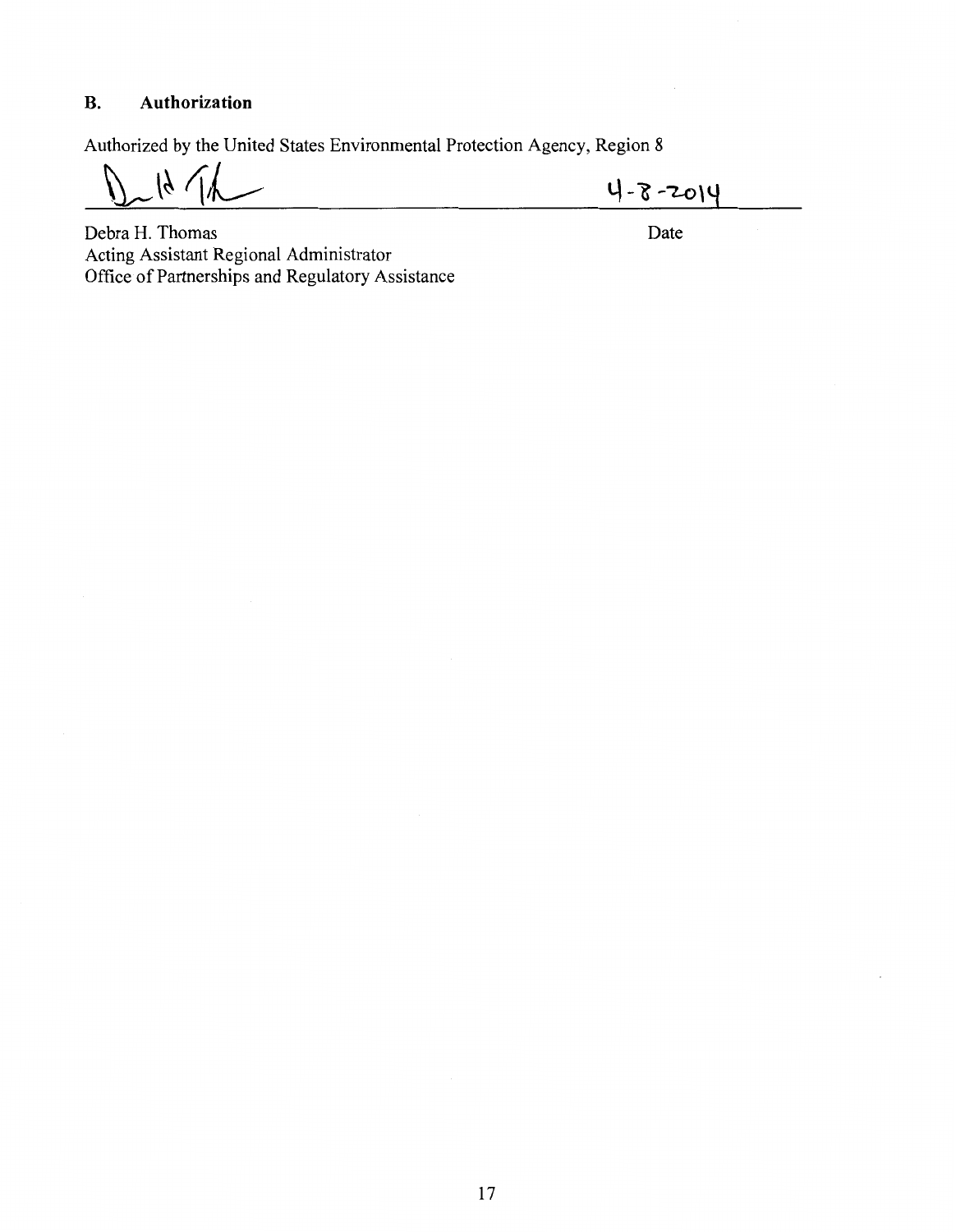### B. Authorization

Authorized by the United States Environmental Protection Agency, Region 8

4-8-2014

Debra H. Thomas
Acting Assistant Regional Administrator
Office of Partnerships and Regulatory Assistance

Date